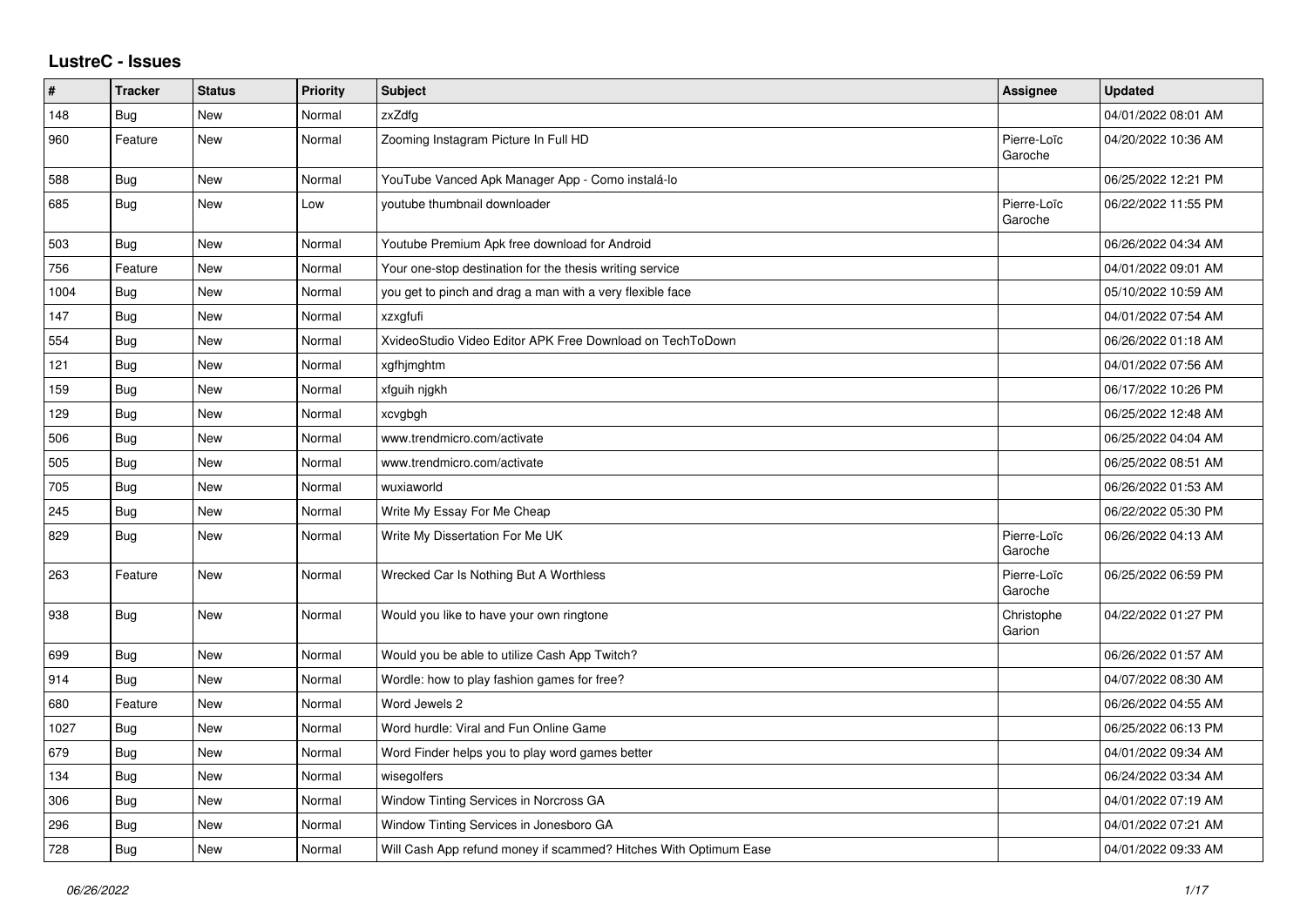# LustreC - Issues

| # | Tracker | Status | Priority | Subject | Assignee | Updated |
|---|---|---|---|---|---|---|
| 148 | Bug | New | Normal | zxZdfg | | 04/01/2022 08:01 AM |
| 960 | Feature | New | Normal | Zooming Instagram Picture In Full HD | Pierre-Loïc Garoche | 04/20/2022 10:36 AM |
| 588 | Bug | New | Normal | YouTube Vanced Apk Manager App - Como instalá-lo | | 06/25/2022 12:21 PM |
| 685 | Bug | New | Low | youtube thumbnail downloader | Pierre-Loïc Garoche | 06/22/2022 11:55 PM |
| 503 | Bug | New | Normal | Youtube Premium Apk free download for Android | | 06/26/2022 04:34 AM |
| 756 | Feature | New | Normal | Your one-stop destination for the thesis writing service | | 04/01/2022 09:01 AM |
| 1004 | Bug | New | Normal | you get to pinch and drag a man with a very flexible face | | 05/10/2022 10:59 AM |
| 147 | Bug | New | Normal | xzxgfufi | | 04/01/2022 07:54 AM |
| 554 | Bug | New | Normal | XvideoStudio Video Editor APK Free Download on TechToDown | | 06/26/2022 01:18 AM |
| 121 | Bug | New | Normal | xgfhjmghtm | | 04/01/2022 07:56 AM |
| 159 | Bug | New | Normal | xfguih njgkh | | 06/17/2022 10:26 PM |
| 129 | Bug | New | Normal | xcvgbgh | | 06/25/2022 12:48 AM |
| 506 | Bug | New | Normal | www.trendmicro.com/activate | | 06/25/2022 04:04 AM |
| 505 | Bug | New | Normal | www.trendmicro.com/activate | | 06/25/2022 08:51 AM |
| 705 | Bug | New | Normal | wuxiaworld | | 06/26/2022 01:53 AM |
| 245 | Bug | New | Normal | Write My Essay For Me Cheap | | 06/22/2022 05:30 PM |
| 829 | Bug | New | Normal | Write My Dissertation For Me UK | Pierre-Loïc Garoche | 06/26/2022 04:13 AM |
| 263 | Feature | New | Normal | Wrecked Car Is Nothing But A Worthless | Pierre-Loïc Garoche | 06/25/2022 06:59 PM |
| 938 | Bug | New | Normal | Would you like to have your own ringtone | Christophe Garion | 04/22/2022 01:27 PM |
| 699 | Bug | New | Normal | Would you be able to utilize Cash App Twitch? | | 06/26/2022 01:57 AM |
| 914 | Bug | New | Normal | Wordle: how to play fashion games for free? | | 04/07/2022 08:30 AM |
| 680 | Feature | New | Normal | Word Jewels 2 | | 06/26/2022 04:55 AM |
| 1027 | Bug | New | Normal | Word hurdle: Viral and Fun Online Game | | 06/25/2022 06:13 PM |
| 679 | Bug | New | Normal | Word Finder helps you to play word games better | | 04/01/2022 09:34 AM |
| 134 | Bug | New | Normal | wisegolfers | | 06/24/2022 03:34 AM |
| 306 | Bug | New | Normal | Window Tinting Services in Norcross GA | | 04/01/2022 07:19 AM |
| 296 | Bug | New | Normal | Window Tinting Services in Jonesboro GA | | 04/01/2022 07:21 AM |
| 728 | Bug | New | Normal | Will Cash App refund money if scammed? Hitches With Optimum Ease | | 04/01/2022 09:33 AM |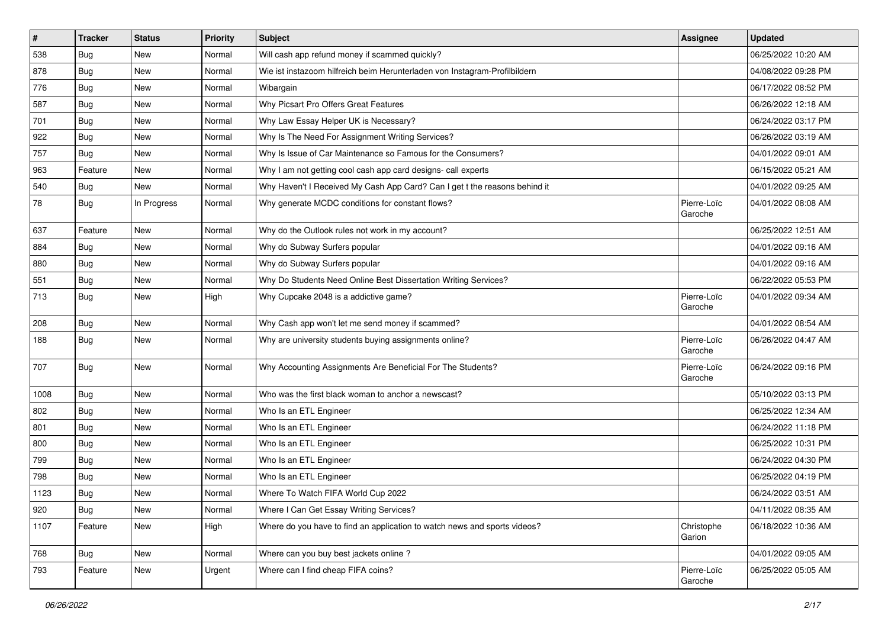| # | Tracker | Status | Priority | Subject | Assignee | Updated |
| --- | --- | --- | --- | --- | --- | --- |
| 538 | Bug | New | Normal | Will cash app refund money if scammed quickly? | | 06/25/2022 10:20 AM |
| 878 | Bug | New | Normal | Wie ist instazoom hilfreich beim Herunterladen von Instagram-Profilbildern | | 04/08/2022 09:28 PM |
| 776 | Bug | New | Normal | Wibargain | | 06/17/2022 08:52 PM |
| 587 | Bug | New | Normal | Why Picsart Pro Offers Great Features | | 06/26/2022 12:18 AM |
| 701 | Bug | New | Normal | Why Law Essay Helper UK is Necessary? | | 06/24/2022 03:17 PM |
| 922 | Bug | New | Normal | Why Is The Need For Assignment Writing Services? | | 06/26/2022 03:19 AM |
| 757 | Bug | New | Normal | Why Is Issue of Car Maintenance so Famous for the Consumers? | | 04/01/2022 09:01 AM |
| 963 | Feature | New | Normal | Why I am not getting cool cash app card designs- call experts | | 06/15/2022 05:21 AM |
| 540 | Bug | New | Normal | Why Haven't I Received My Cash App Card? Can I get t the reasons behind it | | 04/01/2022 09:25 AM |
| 78 | Bug | In Progress | Normal | Why generate MCDC conditions for constant flows? | Pierre-Loïc Garoche | 04/01/2022 08:08 AM |
| 637 | Feature | New | Normal | Why do the Outlook rules not work in my account? | | 06/25/2022 12:51 AM |
| 884 | Bug | New | Normal | Why do Subway Surfers popular | | 04/01/2022 09:16 AM |
| 880 | Bug | New | Normal | Why do Subway Surfers popular | | 04/01/2022 09:16 AM |
| 551 | Bug | New | Normal | Why Do Students Need Online Best Dissertation Writing Services? | | 06/22/2022 05:53 PM |
| 713 | Bug | New | High | Why Cupcake 2048 is a addictive game? | Pierre-Loïc Garoche | 04/01/2022 09:34 AM |
| 208 | Bug | New | Normal | Why Cash app won't let me send money if scammed? | | 04/01/2022 08:54 AM |
| 188 | Bug | New | Normal | Why are university students buying assignments online? | Pierre-Loïc Garoche | 06/26/2022 04:47 AM |
| 707 | Bug | New | Normal | Why Accounting Assignments Are Beneficial For The Students? | Pierre-Loïc Garoche | 06/24/2022 09:16 PM |
| 1008 | Bug | New | Normal | Who was the first black woman to anchor a newscast? | | 05/10/2022 03:13 PM |
| 802 | Bug | New | Normal | Who Is an ETL Engineer | | 06/25/2022 12:34 AM |
| 801 | Bug | New | Normal | Who Is an ETL Engineer | | 06/24/2022 11:18 PM |
| 800 | Bug | New | Normal | Who Is an ETL Engineer | | 06/25/2022 10:31 PM |
| 799 | Bug | New | Normal | Who Is an ETL Engineer | | 06/24/2022 04:30 PM |
| 798 | Bug | New | Normal | Who Is an ETL Engineer | | 06/25/2022 04:19 PM |
| 1123 | Bug | New | Normal | Where To Watch FIFA World Cup 2022 | | 06/24/2022 03:51 AM |
| 920 | Bug | New | Normal | Where I Can Get Essay Writing Services? | | 04/11/2022 08:35 AM |
| 1107 | Feature | New | High | Where do you have to find an application to watch news and sports videos? | Christophe Garion | 06/18/2022 10:36 AM |
| 768 | Bug | New | Normal | Where can you buy best jackets online ? | | 04/01/2022 09:05 AM |
| 793 | Feature | New | Urgent | Where can I find cheap FIFA coins? | Pierre-Loïc Garoche | 06/25/2022 05:05 AM |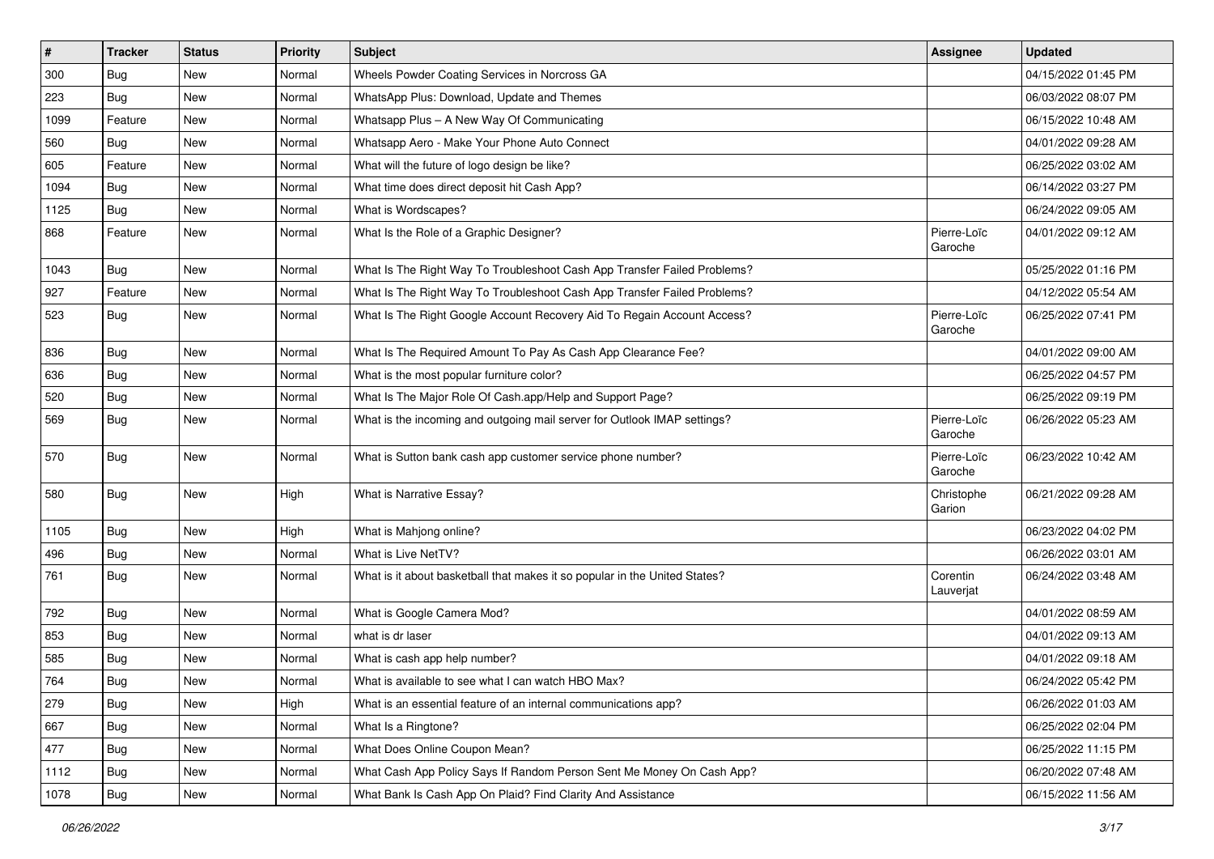| # | Tracker | Status | Priority | Subject | Assignee | Updated |
|---|---|---|---|---|---|---|
| 300 | Bug | New | Normal | Wheels Powder Coating Services in Norcross GA | | 04/15/2022 01:45 PM |
| 223 | Bug | New | Normal | WhatsApp Plus: Download, Update and Themes | | 06/03/2022 08:07 PM |
| 1099 | Feature | New | Normal | Whatsapp Plus – A New Way Of Communicating | | 06/15/2022 10:48 AM |
| 560 | Bug | New | Normal | Whatsapp Aero - Make Your Phone Auto Connect | | 04/01/2022 09:28 AM |
| 605 | Feature | New | Normal | What will the future of logo design be like? | | 06/25/2022 03:02 AM |
| 1094 | Bug | New | Normal | What time does direct deposit hit Cash App? | | 06/14/2022 03:27 PM |
| 1125 | Bug | New | Normal | What is Wordscapes? | | 06/24/2022 09:05 AM |
| 868 | Feature | New | Normal | What Is the Role of a Graphic Designer? | Pierre-Loïc Garoche | 04/01/2022 09:12 AM |
| 1043 | Bug | New | Normal | What Is The Right Way To Troubleshoot Cash App Transfer Failed Problems? | | 05/25/2022 01:16 PM |
| 927 | Feature | New | Normal | What Is The Right Way To Troubleshoot Cash App Transfer Failed Problems? | | 04/12/2022 05:54 AM |
| 523 | Bug | New | Normal | What Is The Right Google Account Recovery Aid To Regain Account Access? | Pierre-Loïc Garoche | 06/25/2022 07:41 PM |
| 836 | Bug | New | Normal | What Is The Required Amount To Pay As Cash App Clearance Fee? | | 04/01/2022 09:00 AM |
| 636 | Bug | New | Normal | What is the most popular furniture color? | | 06/25/2022 04:57 PM |
| 520 | Bug | New | Normal | What Is The Major Role Of Cash.app/Help and Support Page? | | 06/25/2022 09:19 PM |
| 569 | Bug | New | Normal | What is the incoming and outgoing mail server for Outlook IMAP settings? | Pierre-Loïc Garoche | 06/26/2022 05:23 AM |
| 570 | Bug | New | Normal | What is Sutton bank cash app customer service phone number? | Pierre-Loïc Garoche | 06/23/2022 10:42 AM |
| 580 | Bug | New | High | What is Narrative Essay? | Christophe Garion | 06/21/2022 09:28 AM |
| 1105 | Bug | New | High | What is Mahjong online? | | 06/23/2022 04:02 PM |
| 496 | Bug | New | Normal | What is Live NetTV? | | 06/26/2022 03:01 AM |
| 761 | Bug | New | Normal | What is it about basketball that makes it so popular in the United States? | Corentin Lauverjat | 06/24/2022 03:48 AM |
| 792 | Bug | New | Normal | What is Google Camera Mod? | | 04/01/2022 08:59 AM |
| 853 | Bug | New | Normal | what is dr laser | | 04/01/2022 09:13 AM |
| 585 | Bug | New | Normal | What is cash app help number? | | 04/01/2022 09:18 AM |
| 764 | Bug | New | Normal | What is available to see what I can watch HBO Max? | | 06/24/2022 05:42 PM |
| 279 | Bug | New | High | What is an essential feature of an internal communications app? | | 06/26/2022 01:03 AM |
| 667 | Bug | New | Normal | What Is a Ringtone? | | 06/25/2022 02:04 PM |
| 477 | Bug | New | Normal | What Does Online Coupon Mean? | | 06/25/2022 11:15 PM |
| 1112 | Bug | New | Normal | What Cash App Policy Says If Random Person Sent Me Money On Cash App? | | 06/20/2022 07:48 AM |
| 1078 | Bug | New | Normal | What Bank Is Cash App On Plaid? Find Clarity And Assistance | | 06/15/2022 11:56 AM |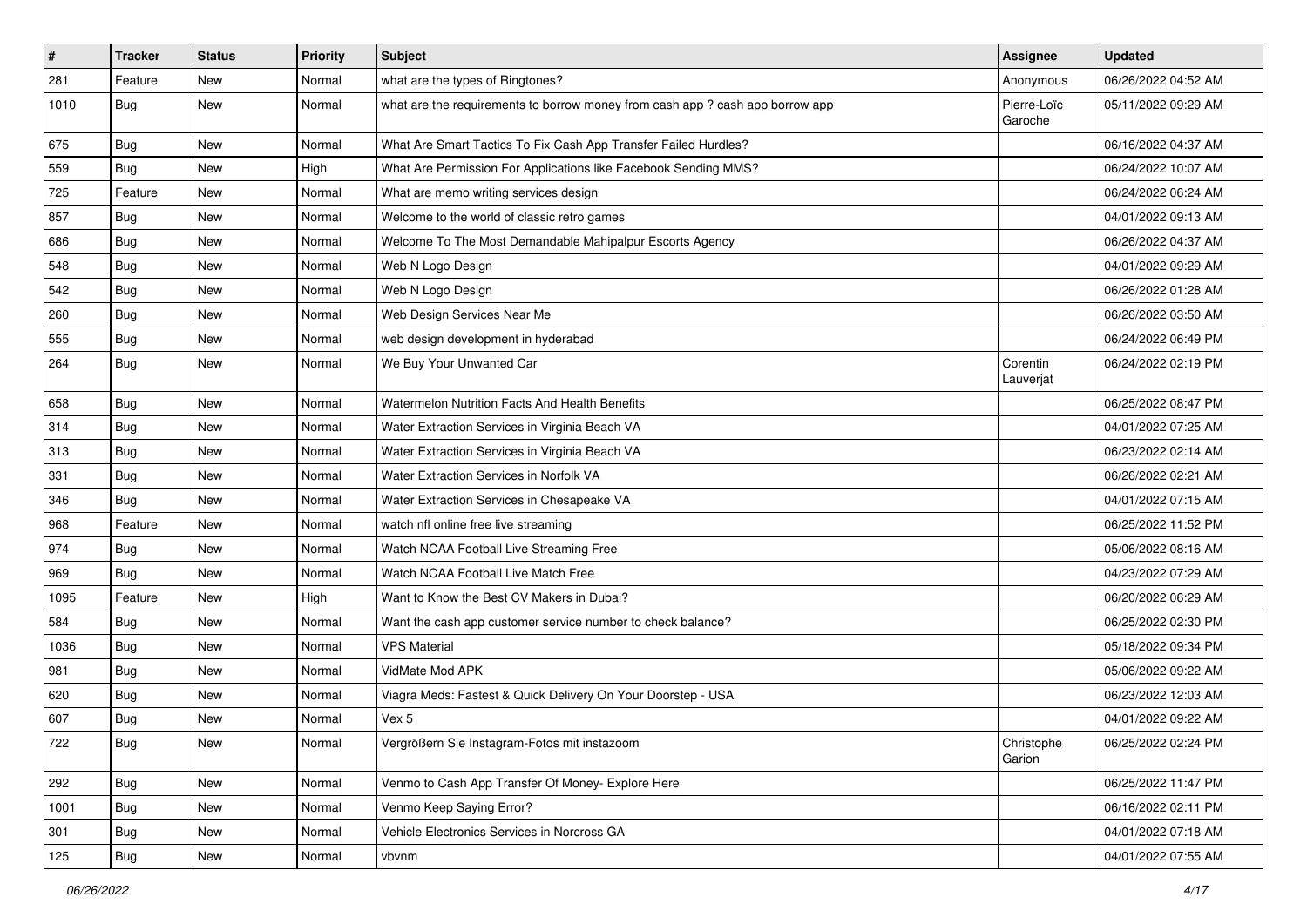| # | Tracker | Status | Priority | Subject | Assignee | Updated |
|---|---|---|---|---|---|---|
| 281 | Feature | New | Normal | what are the types of Ringtones? | Anonymous | 06/26/2022 04:52 AM |
| 1010 | Bug | New | Normal | what are the requirements to borrow money from cash app ? cash app borrow app | Pierre-Loïc Garoche | 05/11/2022 09:29 AM |
| 675 | Bug | New | Normal | What Are Smart Tactics To Fix Cash App Transfer Failed Hurdles? | | 06/16/2022 04:37 AM |
| 559 | Bug | New | High | What Are Permission For Applications like Facebook Sending MMS? | | 06/24/2022 10:07 AM |
| 725 | Feature | New | Normal | What are memo writing services design | | 06/24/2022 06:24 AM |
| 857 | Bug | New | Normal | Welcome to the world of classic retro games | | 04/01/2022 09:13 AM |
| 686 | Bug | New | Normal | Welcome To The Most Demandable Mahipalpur Escorts Agency | | 06/26/2022 04:37 AM |
| 548 | Bug | New | Normal | Web N Logo Design | | 04/01/2022 09:29 AM |
| 542 | Bug | New | Normal | Web N Logo Design | | 06/26/2022 01:28 AM |
| 260 | Bug | New | Normal | Web Design Services Near Me | | 06/26/2022 03:50 AM |
| 555 | Bug | New | Normal | web design development in hyderabad | | 06/24/2022 06:49 PM |
| 264 | Bug | New | Normal | We Buy Your Unwanted Car | Corentin Lauverjat | 06/24/2022 02:19 PM |
| 658 | Bug | New | Normal | Watermelon Nutrition Facts And Health Benefits | | 06/25/2022 08:47 PM |
| 314 | Bug | New | Normal | Water Extraction Services in Virginia Beach VA | | 04/01/2022 07:25 AM |
| 313 | Bug | New | Normal | Water Extraction Services in Virginia Beach VA | | 06/23/2022 02:14 AM |
| 331 | Bug | New | Normal | Water Extraction Services in Norfolk VA | | 06/26/2022 02:21 AM |
| 346 | Bug | New | Normal | Water Extraction Services in Chesapeake VA | | 04/01/2022 07:15 AM |
| 968 | Feature | New | Normal | watch nfl online free live streaming | | 06/25/2022 11:52 PM |
| 974 | Bug | New | Normal | Watch NCAA Football Live Streaming Free | | 05/06/2022 08:16 AM |
| 969 | Bug | New | Normal | Watch NCAA Football Live Match Free | | 04/23/2022 07:29 AM |
| 1095 | Feature | New | High | Want to Know the Best CV Makers in Dubai? | | 06/20/2022 06:29 AM |
| 584 | Bug | New | Normal | Want the cash app customer service number to check balance? | | 06/25/2022 02:30 PM |
| 1036 | Bug | New | Normal | VPS Material | | 05/18/2022 09:34 PM |
| 981 | Bug | New | Normal | VidMate Mod APK | | 05/06/2022 09:22 AM |
| 620 | Bug | New | Normal | Viagra Meds: Fastest & Quick Delivery On Your Doorstep - USA | | 06/23/2022 12:03 AM |
| 607 | Bug | New | Normal | Vex 5 | | 04/01/2022 09:22 AM |
| 722 | Bug | New | Normal | Vergrößern Sie Instagram-Fotos mit instazoom | Christophe Garion | 06/25/2022 02:24 PM |
| 292 | Bug | New | Normal | Venmo to Cash App Transfer Of Money- Explore Here | | 06/25/2022 11:47 PM |
| 1001 | Bug | New | Normal | Venmo Keep Saying Error? | | 06/16/2022 02:11 PM |
| 301 | Bug | New | Normal | Vehicle Electronics Services in Norcross GA | | 04/01/2022 07:18 AM |
| 125 | Bug | New | Normal | vbvnm | | 04/01/2022 07:55 AM |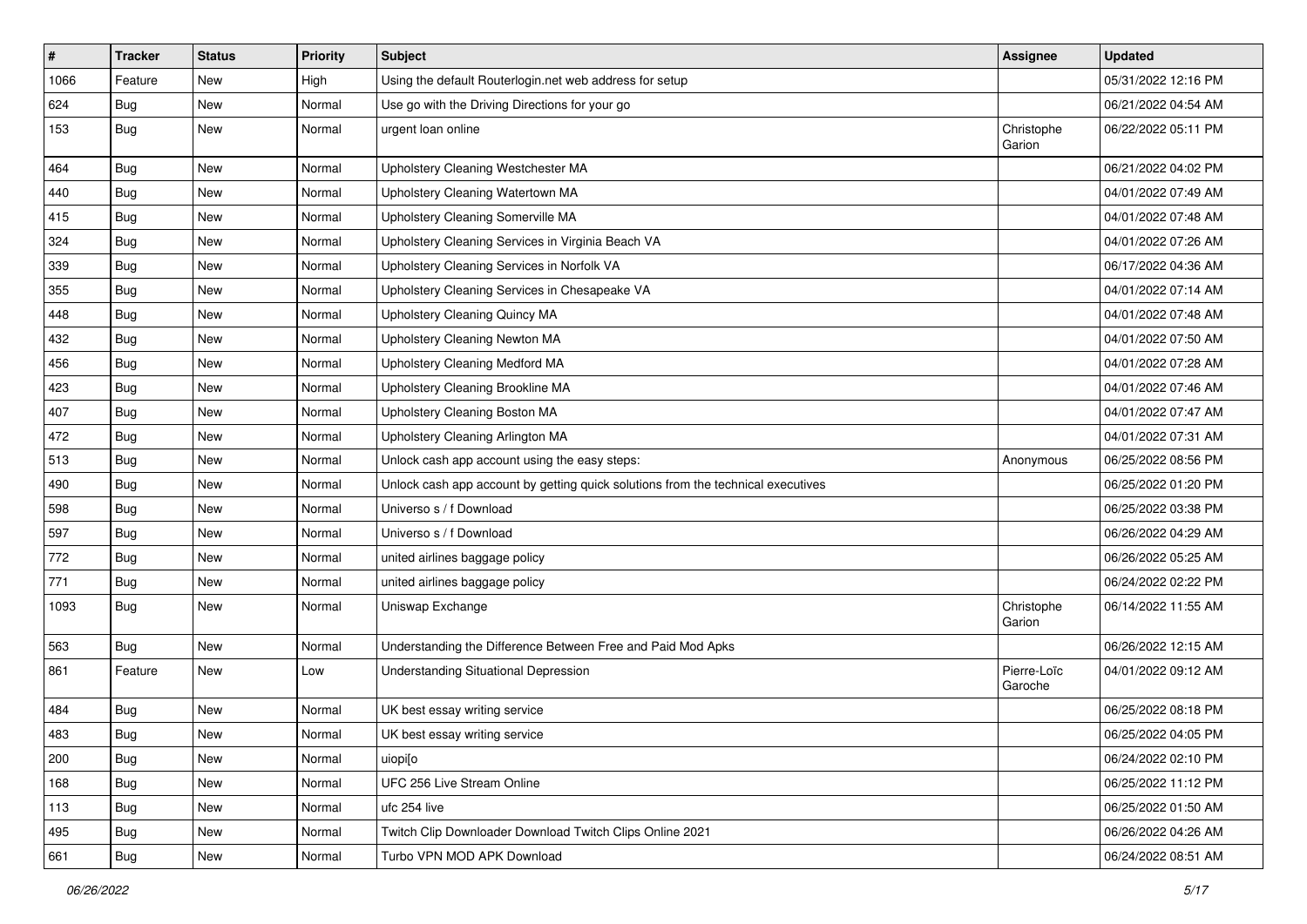| # | Tracker | Status | Priority | Subject | Assignee | Updated |
|---|---|---|---|---|---|---|
| 1066 | Feature | New | High | Using the default Routerlogin.net web address for setup | | 05/31/2022 12:16 PM |
| 624 | Bug | New | Normal | Use go with the Driving Directions for your go | | 06/21/2022 04:54 AM |
| 153 | Bug | New | Normal | urgent loan online | Christophe Garion | 06/22/2022 05:11 PM |
| 464 | Bug | New | Normal | Upholstery Cleaning Westchester MA | | 06/21/2022 04:02 PM |
| 440 | Bug | New | Normal | Upholstery Cleaning Watertown MA | | 04/01/2022 07:49 AM |
| 415 | Bug | New | Normal | Upholstery Cleaning Somerville MA | | 04/01/2022 07:48 AM |
| 324 | Bug | New | Normal | Upholstery Cleaning Services in Virginia Beach VA | | 04/01/2022 07:26 AM |
| 339 | Bug | New | Normal | Upholstery Cleaning Services in Norfolk VA | | 06/17/2022 04:36 AM |
| 355 | Bug | New | Normal | Upholstery Cleaning Services in Chesapeake VA | | 04/01/2022 07:14 AM |
| 448 | Bug | New | Normal | Upholstery Cleaning Quincy MA | | 04/01/2022 07:48 AM |
| 432 | Bug | New | Normal | Upholstery Cleaning Newton MA | | 04/01/2022 07:50 AM |
| 456 | Bug | New | Normal | Upholstery Cleaning Medford MA | | 04/01/2022 07:28 AM |
| 423 | Bug | New | Normal | Upholstery Cleaning Brookline MA | | 04/01/2022 07:46 AM |
| 407 | Bug | New | Normal | Upholstery Cleaning Boston MA | | 04/01/2022 07:47 AM |
| 472 | Bug | New | Normal | Upholstery Cleaning Arlington MA | | 04/01/2022 07:31 AM |
| 513 | Bug | New | Normal | Unlock cash app account using the easy steps: | Anonymous | 06/25/2022 08:56 PM |
| 490 | Bug | New | Normal | Unlock cash app account by getting quick solutions from the technical executives | | 06/25/2022 01:20 PM |
| 598 | Bug | New | Normal | Universo s / f Download | | 06/25/2022 03:38 PM |
| 597 | Bug | New | Normal | Universo s / f Download | | 06/26/2022 04:29 AM |
| 772 | Bug | New | Normal | united airlines baggage policy | | 06/26/2022 05:25 AM |
| 771 | Bug | New | Normal | united airlines baggage policy | | 06/24/2022 02:22 PM |
| 1093 | Bug | New | Normal | Uniswap Exchange | Christophe Garion | 06/14/2022 11:55 AM |
| 563 | Bug | New | Normal | Understanding the Difference Between Free and Paid Mod Apks | | 06/26/2022 12:15 AM |
| 861 | Feature | New | Low | Understanding Situational Depression | Pierre-Loïc Garoche | 04/01/2022 09:12 AM |
| 484 | Bug | New | Normal | UK best essay writing service | | 06/25/2022 08:18 PM |
| 483 | Bug | New | Normal | UK best essay writing service | | 06/25/2022 04:05 PM |
| 200 | Bug | New | Normal | uiopi[o | | 06/24/2022 02:10 PM |
| 168 | Bug | New | Normal | UFC 256 Live Stream Online | | 06/25/2022 11:12 PM |
| 113 | Bug | New | Normal | ufc 254 live | | 06/25/2022 01:50 AM |
| 495 | Bug | New | Normal | Twitch Clip Downloader Download Twitch Clips Online 2021 | | 06/26/2022 04:26 AM |
| 661 | Bug | New | Normal | Turbo VPN MOD APK Download | | 06/24/2022 08:51 AM |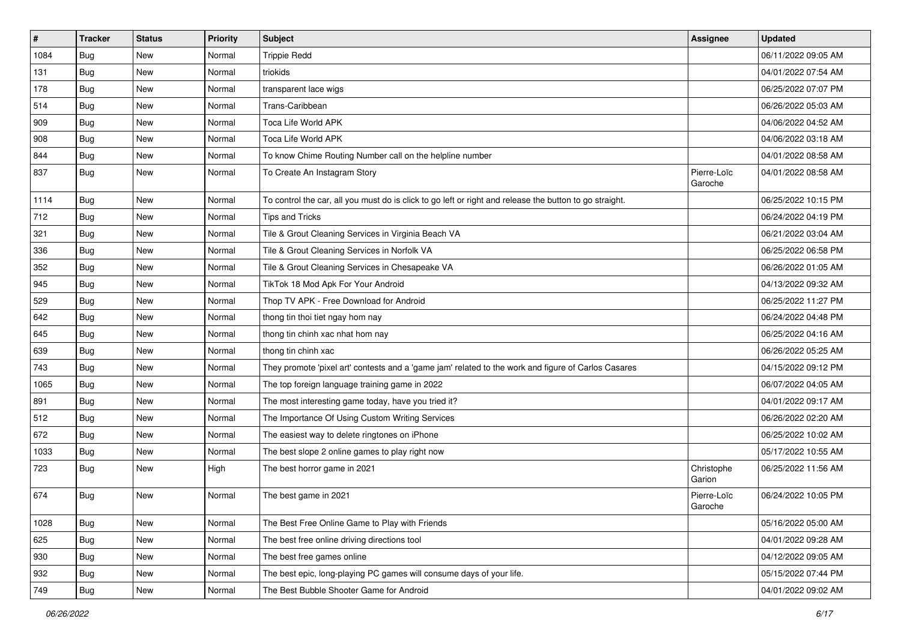| # | Tracker | Status | Priority | Subject | Assignee | Updated |
|---|---|---|---|---|---|---|
| 1084 | Bug | New | Normal | Trippie Redd | | 06/11/2022 09:05 AM |
| 131 | Bug | New | Normal | triokids | | 04/01/2022 07:54 AM |
| 178 | Bug | New | Normal | transparent lace wigs | | 06/25/2022 07:07 PM |
| 514 | Bug | New | Normal | Trans-Caribbean | | 06/26/2022 05:03 AM |
| 909 | Bug | New | Normal | Toca Life World APK | | 04/06/2022 04:52 AM |
| 908 | Bug | New | Normal | Toca Life World APK | | 04/06/2022 03:18 AM |
| 844 | Bug | New | Normal | To know Chime Routing Number call on the helpline number | | 04/01/2022 08:58 AM |
| 837 | Bug | New | Normal | To Create An Instagram Story | Pierre-Loïc Garoche | 04/01/2022 08:58 AM |
| 1114 | Bug | New | Normal | To control the car, all you must do is click to go left or right and release the button to go straight. | | 06/25/2022 10:15 PM |
| 712 | Bug | New | Normal | Tips and Tricks | | 06/24/2022 04:19 PM |
| 321 | Bug | New | Normal | Tile & Grout Cleaning Services in Virginia Beach VA | | 06/21/2022 03:04 AM |
| 336 | Bug | New | Normal | Tile & Grout Cleaning Services in Norfolk VA | | 06/25/2022 06:58 PM |
| 352 | Bug | New | Normal | Tile & Grout Cleaning Services in Chesapeake VA | | 06/26/2022 01:05 AM |
| 945 | Bug | New | Normal | TikTok 18 Mod Apk For Your Android | | 04/13/2022 09:32 AM |
| 529 | Bug | New | Normal | Thop TV APK - Free Download for Android | | 06/25/2022 11:27 PM |
| 642 | Bug | New | Normal | thong tin thoi tiet ngay hom nay | | 06/24/2022 04:48 PM |
| 645 | Bug | New | Normal | thong tin chinh xac nhat hom nay | | 06/25/2022 04:16 AM |
| 639 | Bug | New | Normal | thong tin chinh xac | | 06/26/2022 05:25 AM |
| 743 | Bug | New | Normal | They promote 'pixel art' contests and a 'game jam' related to the work and figure of Carlos Casares | | 04/15/2022 09:12 PM |
| 1065 | Bug | New | Normal | The top foreign language training game in 2022 | | 06/07/2022 04:05 AM |
| 891 | Bug | New | Normal | The most interesting game today, have you tried it? | | 04/01/2022 09:17 AM |
| 512 | Bug | New | Normal | The Importance Of Using Custom Writing Services | | 06/26/2022 02:20 AM |
| 672 | Bug | New | Normal | The easiest way to delete ringtones on iPhone | | 06/25/2022 10:02 AM |
| 1033 | Bug | New | Normal | The best slope 2 online games to play right now | | 05/17/2022 10:55 AM |
| 723 | Bug | New | High | The best horror game in 2021 | Christophe Garion | 06/25/2022 11:56 AM |
| 674 | Bug | New | Normal | The best game in 2021 | Pierre-Loïc Garoche | 06/24/2022 10:05 PM |
| 1028 | Bug | New | Normal | The Best Free Online Game to Play with Friends | | 05/16/2022 05:00 AM |
| 625 | Bug | New | Normal | The best free online driving directions tool | | 04/01/2022 09:28 AM |
| 930 | Bug | New | Normal | The best free games online | | 04/12/2022 09:05 AM |
| 932 | Bug | New | Normal | The best epic, long-playing PC games will consume days of your life. | | 05/15/2022 07:44 PM |
| 749 | Bug | New | Normal | The Best Bubble Shooter Game for Android | | 04/01/2022 09:02 AM |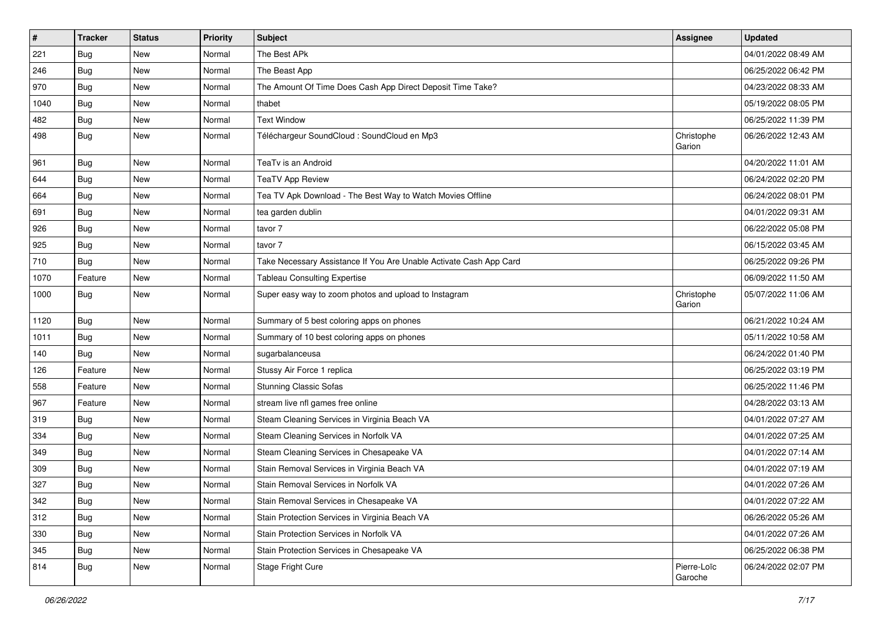| # | Tracker | Status | Priority | Subject | Assignee | Updated |
|---|---|---|---|---|---|---|
| 221 | Bug | New | Normal | The Best APk | | 04/01/2022 08:49 AM |
| 246 | Bug | New | Normal | The Beast App | | 06/25/2022 06:42 PM |
| 970 | Bug | New | Normal | The Amount Of Time Does Cash App Direct Deposit Time Take? | | 04/23/2022 08:33 AM |
| 1040 | Bug | New | Normal | thabet | | 05/19/2022 08:05 PM |
| 482 | Bug | New | Normal | Text Window | | 06/25/2022 11:39 PM |
| 498 | Bug | New | Normal | Téléchargeur SoundCloud : SoundCloud en Mp3 | Christophe Garion | 06/26/2022 12:43 AM |
| 961 | Bug | New | Normal | TeaTv is an Android | | 04/20/2022 11:01 AM |
| 644 | Bug | New | Normal | TeaTV App Review | | 06/24/2022 02:20 PM |
| 664 | Bug | New | Normal | Tea TV Apk Download - The Best Way to Watch Movies Offline | | 06/24/2022 08:01 PM |
| 691 | Bug | New | Normal | tea garden dublin | | 04/01/2022 09:31 AM |
| 926 | Bug | New | Normal | tavor 7 | | 06/22/2022 05:08 PM |
| 925 | Bug | New | Normal | tavor 7 | | 06/15/2022 03:45 AM |
| 710 | Bug | New | Normal | Take Necessary Assistance If You Are Unable Activate Cash App Card | | 06/25/2022 09:26 PM |
| 1070 | Feature | New | Normal | Tableau Consulting Expertise | | 06/09/2022 11:50 AM |
| 1000 | Bug | New | Normal | Super easy way to zoom photos and upload to Instagram | Christophe Garion | 05/07/2022 11:06 AM |
| 1120 | Bug | New | Normal | Summary of 5 best coloring apps on phones | | 06/21/2022 10:24 AM |
| 1011 | Bug | New | Normal | Summary of 10 best coloring apps on phones | | 05/11/2022 10:58 AM |
| 140 | Bug | New | Normal | sugarbalanceusa | | 06/24/2022 01:40 PM |
| 126 | Feature | New | Normal | Stussy Air Force 1 replica | | 06/25/2022 03:19 PM |
| 558 | Feature | New | Normal | Stunning Classic Sofas | | 06/25/2022 11:46 PM |
| 967 | Feature | New | Normal | stream live nfl games free online | | 04/28/2022 03:13 AM |
| 319 | Bug | New | Normal | Steam Cleaning Services in Virginia Beach VA | | 04/01/2022 07:27 AM |
| 334 | Bug | New | Normal | Steam Cleaning Services in Norfolk VA | | 04/01/2022 07:25 AM |
| 349 | Bug | New | Normal | Steam Cleaning Services in Chesapeake VA | | 04/01/2022 07:14 AM |
| 309 | Bug | New | Normal | Stain Removal Services in Virginia Beach VA | | 04/01/2022 07:19 AM |
| 327 | Bug | New | Normal | Stain Removal Services in Norfolk VA | | 04/01/2022 07:26 AM |
| 342 | Bug | New | Normal | Stain Removal Services in Chesapeake VA | | 04/01/2022 07:22 AM |
| 312 | Bug | New | Normal | Stain Protection Services in Virginia Beach VA | | 06/26/2022 05:26 AM |
| 330 | Bug | New | Normal | Stain Protection Services in Norfolk VA | | 04/01/2022 07:26 AM |
| 345 | Bug | New | Normal | Stain Protection Services in Chesapeake VA | | 06/25/2022 06:38 PM |
| 814 | Bug | New | Normal | Stage Fright Cure | Pierre-Loïc Garoche | 06/24/2022 02:07 PM |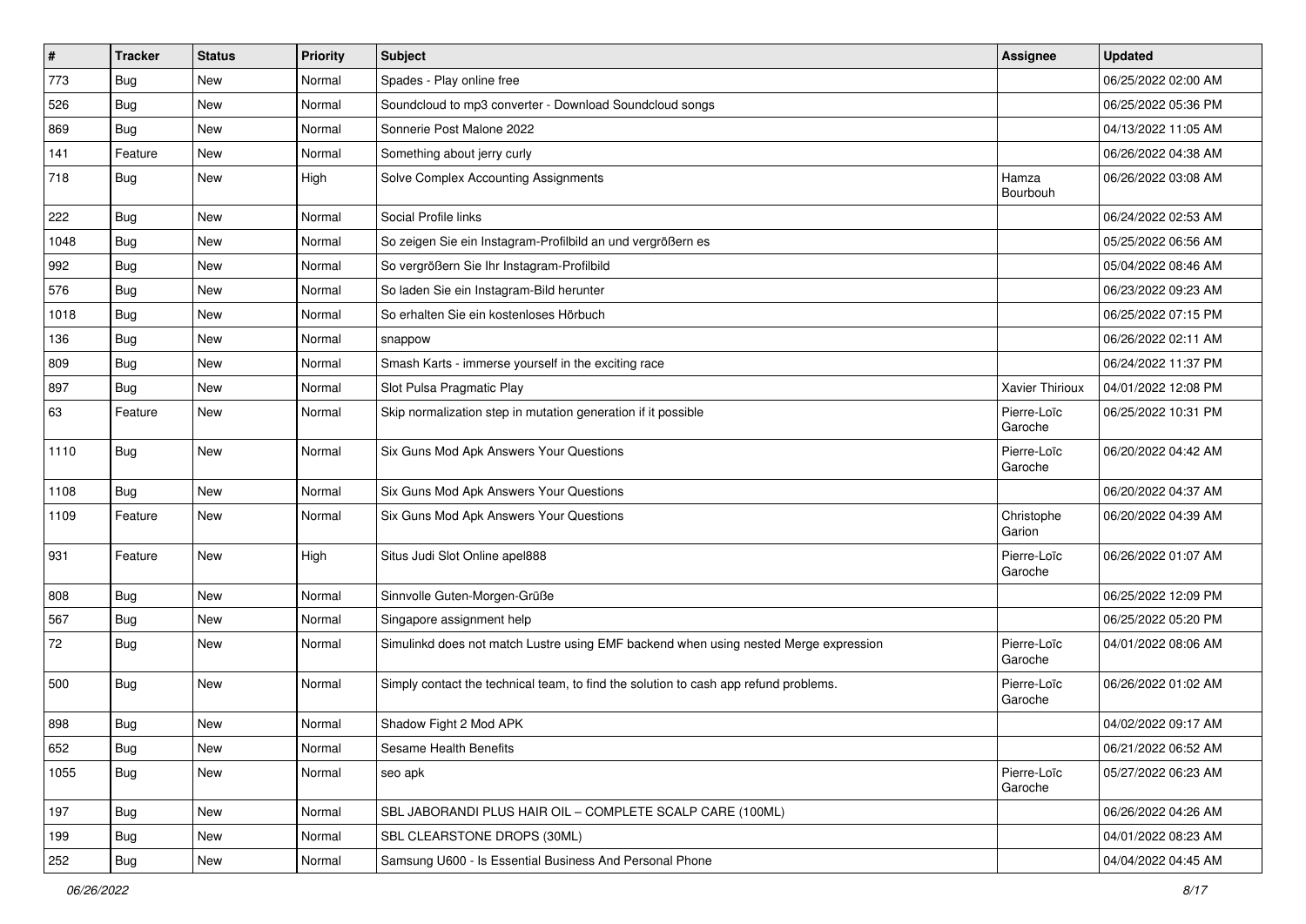| # | Tracker | Status | Priority | Subject | Assignee | Updated |
|---|---|---|---|---|---|---|
| 773 | Bug | New | Normal | Spades - Play online free | | 06/25/2022 02:00 AM |
| 526 | Bug | New | Normal | Soundcloud to mp3 converter - Download Soundcloud songs | | 06/25/2022 05:36 PM |
| 869 | Bug | New | Normal | Sonnerie Post Malone 2022 | | 04/13/2022 11:05 AM |
| 141 | Feature | New | Normal | Something about jerry curly | | 06/26/2022 04:38 AM |
| 718 | Bug | New | High | Solve Complex Accounting Assignments | Hamza Bourbouh | 06/26/2022 03:08 AM |
| 222 | Bug | New | Normal | Social Profile links | | 06/24/2022 02:53 AM |
| 1048 | Bug | New | Normal | So zeigen Sie ein Instagram-Profilbild an und vergrößern es | | 05/25/2022 06:56 AM |
| 992 | Bug | New | Normal | So vergrößern Sie Ihr Instagram-Profilbild | | 05/04/2022 08:46 AM |
| 576 | Bug | New | Normal | So laden Sie ein Instagram-Bild herunter | | 06/23/2022 09:23 AM |
| 1018 | Bug | New | Normal | So erhalten Sie ein kostenloses Hörbuch | | 06/25/2022 07:15 PM |
| 136 | Bug | New | Normal | snappow | | 06/26/2022 02:11 AM |
| 809 | Bug | New | Normal | Smash Karts - immerse yourself in the exciting race | | 06/24/2022 11:37 PM |
| 897 | Bug | New | Normal | Slot Pulsa Pragmatic Play | Xavier Thirioux | 04/01/2022 12:08 PM |
| 63 | Feature | New | Normal | Skip normalization step in mutation generation if it possible | Pierre-Loïc Garoche | 06/25/2022 10:31 PM |
| 1110 | Bug | New | Normal | Six Guns Mod Apk Answers Your Questions | Pierre-Loïc Garoche | 06/20/2022 04:42 AM |
| 1108 | Bug | New | Normal | Six Guns Mod Apk Answers Your Questions | | 06/20/2022 04:37 AM |
| 1109 | Feature | New | Normal | Six Guns Mod Apk Answers Your Questions | Christophe Garion | 06/20/2022 04:39 AM |
| 931 | Feature | New | High | Situs Judi Slot Online apel888 | Pierre-Loïc Garoche | 06/26/2022 01:07 AM |
| 808 | Bug | New | Normal | Sinnvolle Guten-Morgen-Grüße | | 06/25/2022 12:09 PM |
| 567 | Bug | New | Normal | Singapore assignment help | | 06/25/2022 05:20 PM |
| 72 | Bug | New | Normal | Simulinkd does not match Lustre using EMF backend when using nested Merge expression | Pierre-Loïc Garoche | 04/01/2022 08:06 AM |
| 500 | Bug | New | Normal | Simply contact the technical team, to find the solution to cash app refund problems. | Pierre-Loïc Garoche | 06/26/2022 01:02 AM |
| 898 | Bug | New | Normal | Shadow Fight 2 Mod APK | | 04/02/2022 09:17 AM |
| 652 | Bug | New | Normal | Sesame Health Benefits | | 06/21/2022 06:52 AM |
| 1055 | Bug | New | Normal | seo apk | Pierre-Loïc Garoche | 05/27/2022 06:23 AM |
| 197 | Bug | New | Normal | SBL JABORANDI PLUS HAIR OIL – COMPLETE SCALP CARE (100ML) | | 06/26/2022 04:26 AM |
| 199 | Bug | New | Normal | SBL CLEARSTONE DROPS (30ML) | | 04/01/2022 08:23 AM |
| 252 | Bug | New | Normal | Samsung U600 - Is Essential Business And Personal Phone | | 04/04/2022 04:45 AM |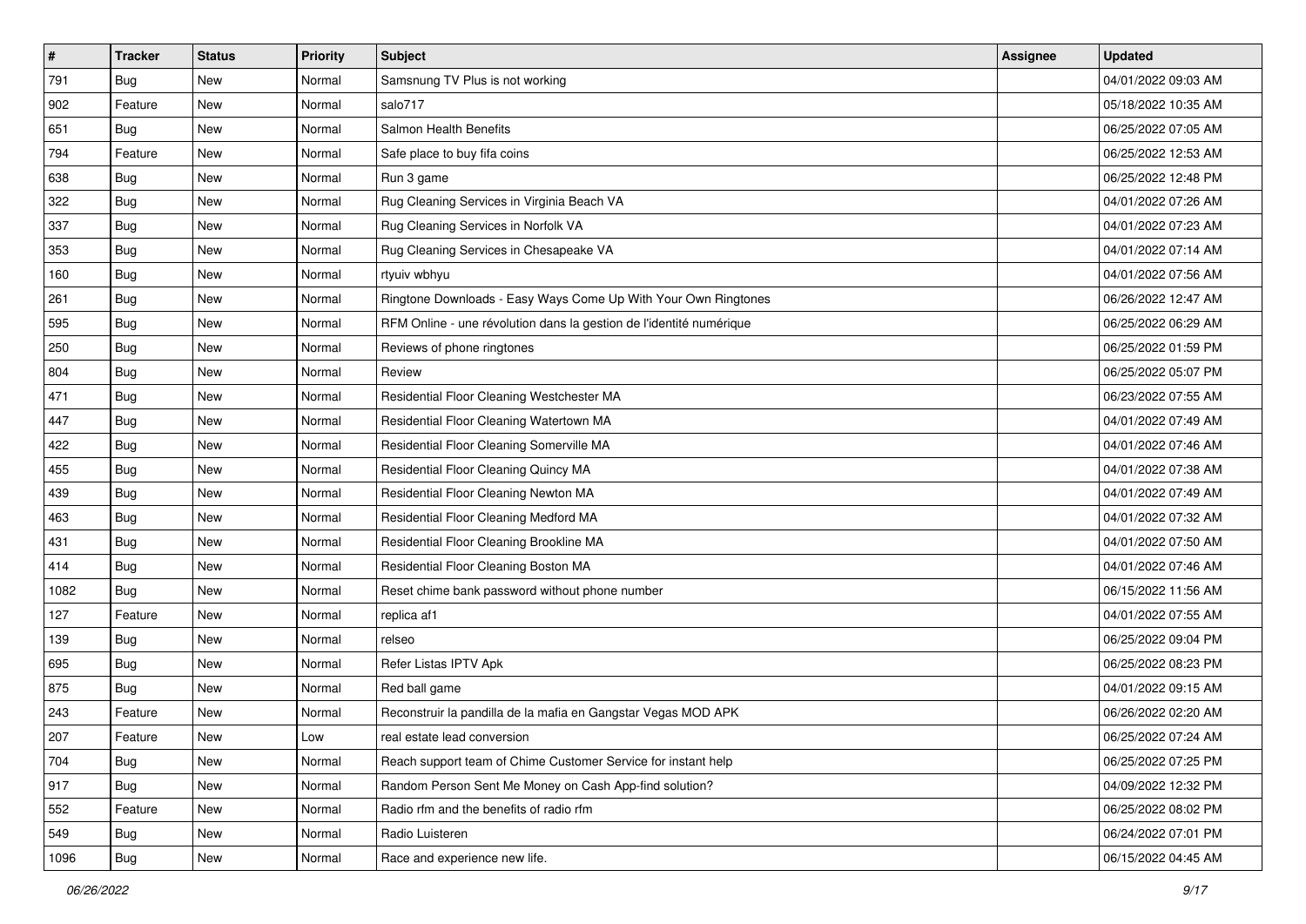| # | Tracker | Status | Priority | Subject | Assignee | Updated |
|---|---|---|---|---|---|---|
| 791 | Bug | New | Normal | Samsnung TV Plus is not working | | 04/01/2022 09:03 AM |
| 902 | Feature | New | Normal | salo717 | | 05/18/2022 10:35 AM |
| 651 | Bug | New | Normal | Salmon Health Benefits | | 06/25/2022 07:05 AM |
| 794 | Feature | New | Normal | Safe place to buy fifa coins | | 06/25/2022 12:53 AM |
| 638 | Bug | New | Normal | Run 3 game | | 06/25/2022 12:48 PM |
| 322 | Bug | New | Normal | Rug Cleaning Services in Virginia Beach VA | | 04/01/2022 07:26 AM |
| 337 | Bug | New | Normal | Rug Cleaning Services in Norfolk VA | | 04/01/2022 07:23 AM |
| 353 | Bug | New | Normal | Rug Cleaning Services in Chesapeake VA | | 04/01/2022 07:14 AM |
| 160 | Bug | New | Normal | rtyuiv wbhyu | | 04/01/2022 07:56 AM |
| 261 | Bug | New | Normal | Ringtone Downloads - Easy Ways Come Up With Your Own Ringtones | | 06/26/2022 12:47 AM |
| 595 | Bug | New | Normal | RFM Online - une révolution dans la gestion de l'identité numérique | | 06/25/2022 06:29 AM |
| 250 | Bug | New | Normal | Reviews of phone ringtones | | 06/25/2022 01:59 PM |
| 804 | Bug | New | Normal | Review | | 06/25/2022 05:07 PM |
| 471 | Bug | New | Normal | Residential Floor Cleaning Westchester MA | | 06/23/2022 07:55 AM |
| 447 | Bug | New | Normal | Residential Floor Cleaning Watertown MA | | 04/01/2022 07:49 AM |
| 422 | Bug | New | Normal | Residential Floor Cleaning Somerville MA | | 04/01/2022 07:46 AM |
| 455 | Bug | New | Normal | Residential Floor Cleaning Quincy MA | | 04/01/2022 07:38 AM |
| 439 | Bug | New | Normal | Residential Floor Cleaning Newton MA | | 04/01/2022 07:49 AM |
| 463 | Bug | New | Normal | Residential Floor Cleaning Medford MA | | 04/01/2022 07:32 AM |
| 431 | Bug | New | Normal | Residential Floor Cleaning Brookline MA | | 04/01/2022 07:50 AM |
| 414 | Bug | New | Normal | Residential Floor Cleaning Boston MA | | 04/01/2022 07:46 AM |
| 1082 | Bug | New | Normal | Reset chime bank password without phone number | | 06/15/2022 11:56 AM |
| 127 | Feature | New | Normal | replica af1 | | 04/01/2022 07:55 AM |
| 139 | Bug | New | Normal | relseo | | 06/25/2022 09:04 PM |
| 695 | Bug | New | Normal | Refer Listas IPTV Apk | | 06/25/2022 08:23 PM |
| 875 | Bug | New | Normal | Red ball game | | 04/01/2022 09:15 AM |
| 243 | Feature | New | Normal | Reconstruir la pandilla de la mafia en Gangstar Vegas MOD APK | | 06/26/2022 02:20 AM |
| 207 | Feature | New | Low | real estate lead conversion | | 06/25/2022 07:24 AM |
| 704 | Bug | New | Normal | Reach support team of Chime Customer Service for instant help | | 06/25/2022 07:25 PM |
| 917 | Bug | New | Normal | Random Person Sent Me Money on Cash App-find solution? | | 04/09/2022 12:32 PM |
| 552 | Feature | New | Normal | Radio rfm and the benefits of radio rfm | | 06/25/2022 08:02 PM |
| 549 | Bug | New | Normal | Radio Luisteren | | 06/24/2022 07:01 PM |
| 1096 | Bug | New | Normal | Race and experience new life. | | 06/15/2022 04:45 AM |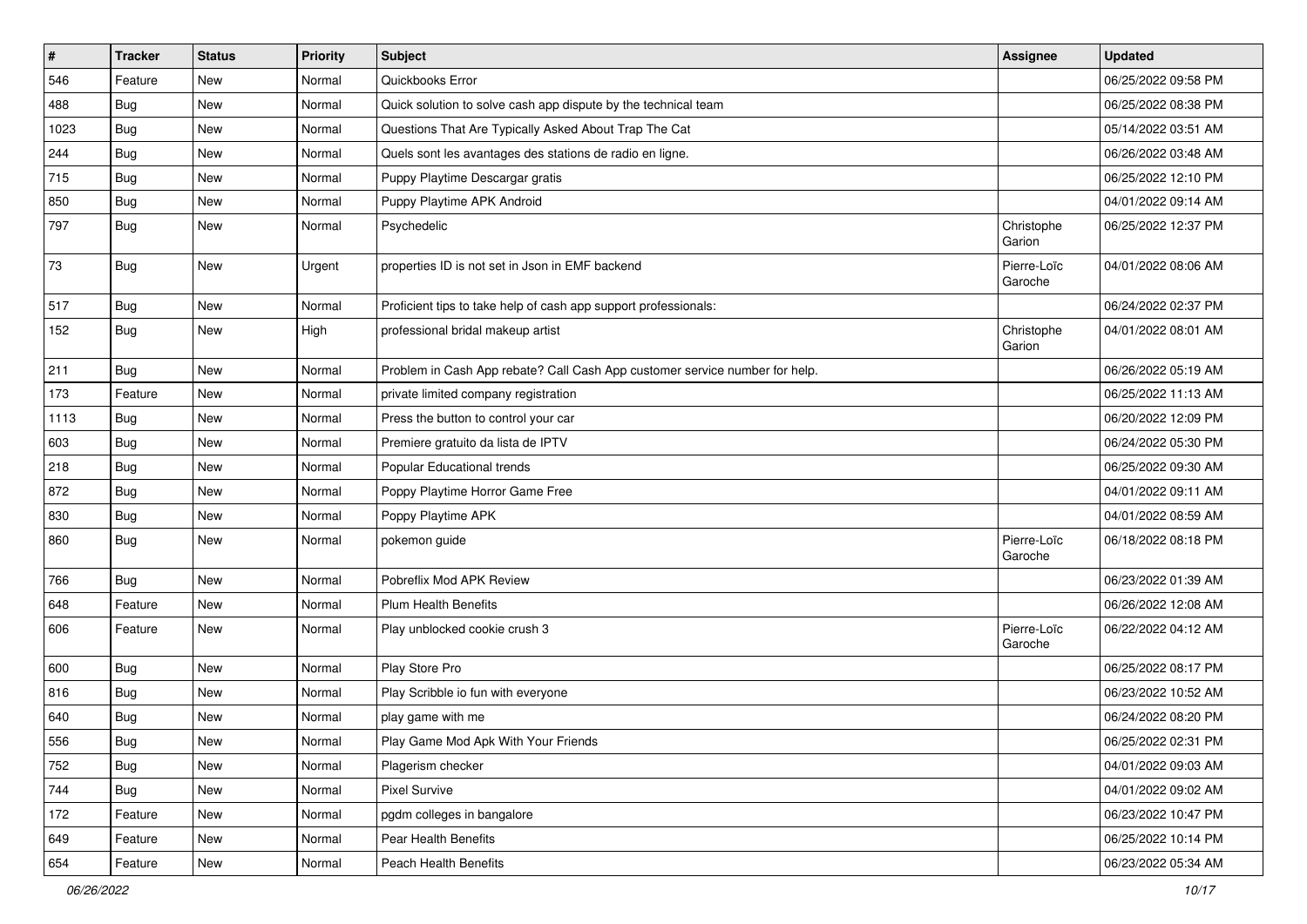| # | Tracker | Status | Priority | Subject | Assignee | Updated |
|---|---|---|---|---|---|---|
| 546 | Feature | New | Normal | Quickbooks Error | | 06/25/2022 09:58 PM |
| 488 | Bug | New | Normal | Quick solution to solve cash app dispute by the technical team | | 06/25/2022 08:38 PM |
| 1023 | Bug | New | Normal | Questions That Are Typically Asked About Trap The Cat | | 05/14/2022 03:51 AM |
| 244 | Bug | New | Normal | Quels sont les avantages des stations de radio en ligne. | | 06/26/2022 03:48 AM |
| 715 | Bug | New | Normal | Puppy Playtime Descargar gratis | | 06/25/2022 12:10 PM |
| 850 | Bug | New | Normal | Puppy Playtime APK Android | | 04/01/2022 09:14 AM |
| 797 | Bug | New | Normal | Psychedelic | Christophe Garion | 06/25/2022 12:37 PM |
| 73 | Bug | New | Urgent | properties ID is not set in Json in EMF backend | Pierre-Loïc Garoche | 04/01/2022 08:06 AM |
| 517 | Bug | New | Normal | Proficient tips to take help of cash app support professionals: | | 06/24/2022 02:37 PM |
| 152 | Bug | New | High | professional bridal makeup artist | Christophe Garion | 04/01/2022 08:01 AM |
| 211 | Bug | New | Normal | Problem in Cash App rebate? Call Cash App customer service number for help. | | 06/26/2022 05:19 AM |
| 173 | Feature | New | Normal | private limited company registration | | 06/25/2022 11:13 AM |
| 1113 | Bug | New | Normal | Press the button to control your car | | 06/20/2022 12:09 PM |
| 603 | Bug | New | Normal | Premiere gratuito da lista de IPTV | | 06/24/2022 05:30 PM |
| 218 | Bug | New | Normal | Popular Educational trends | | 06/25/2022 09:30 AM |
| 872 | Bug | New | Normal | Poppy Playtime Horror Game Free | | 04/01/2022 09:11 AM |
| 830 | Bug | New | Normal | Poppy Playtime APK | | 04/01/2022 08:59 AM |
| 860 | Bug | New | Normal | pokemon guide | Pierre-Loïc Garoche | 06/18/2022 08:18 PM |
| 766 | Bug | New | Normal | Pobreflix Mod APK Review | | 06/23/2022 01:39 AM |
| 648 | Feature | New | Normal | Plum Health Benefits | | 06/26/2022 12:08 AM |
| 606 | Feature | New | Normal | Play unblocked cookie crush 3 | Pierre-Loïc Garoche | 06/22/2022 04:12 AM |
| 600 | Bug | New | Normal | Play Store Pro | | 06/25/2022 08:17 PM |
| 816 | Bug | New | Normal | Play Scribble io fun with everyone | | 06/23/2022 10:52 AM |
| 640 | Bug | New | Normal | play game with me | | 06/24/2022 08:20 PM |
| 556 | Bug | New | Normal | Play Game Mod Apk With Your Friends | | 06/25/2022 02:31 PM |
| 752 | Bug | New | Normal | Plagerism checker | | 04/01/2022 09:03 AM |
| 744 | Bug | New | Normal | Pixel Survive | | 04/01/2022 09:02 AM |
| 172 | Feature | New | Normal | pgdm colleges in bangalore | | 06/23/2022 10:47 PM |
| 649 | Feature | New | Normal | Pear Health Benefits | | 06/25/2022 10:14 PM |
| 654 | Feature | New | Normal | Peach Health Benefits | | 06/23/2022 05:34 AM |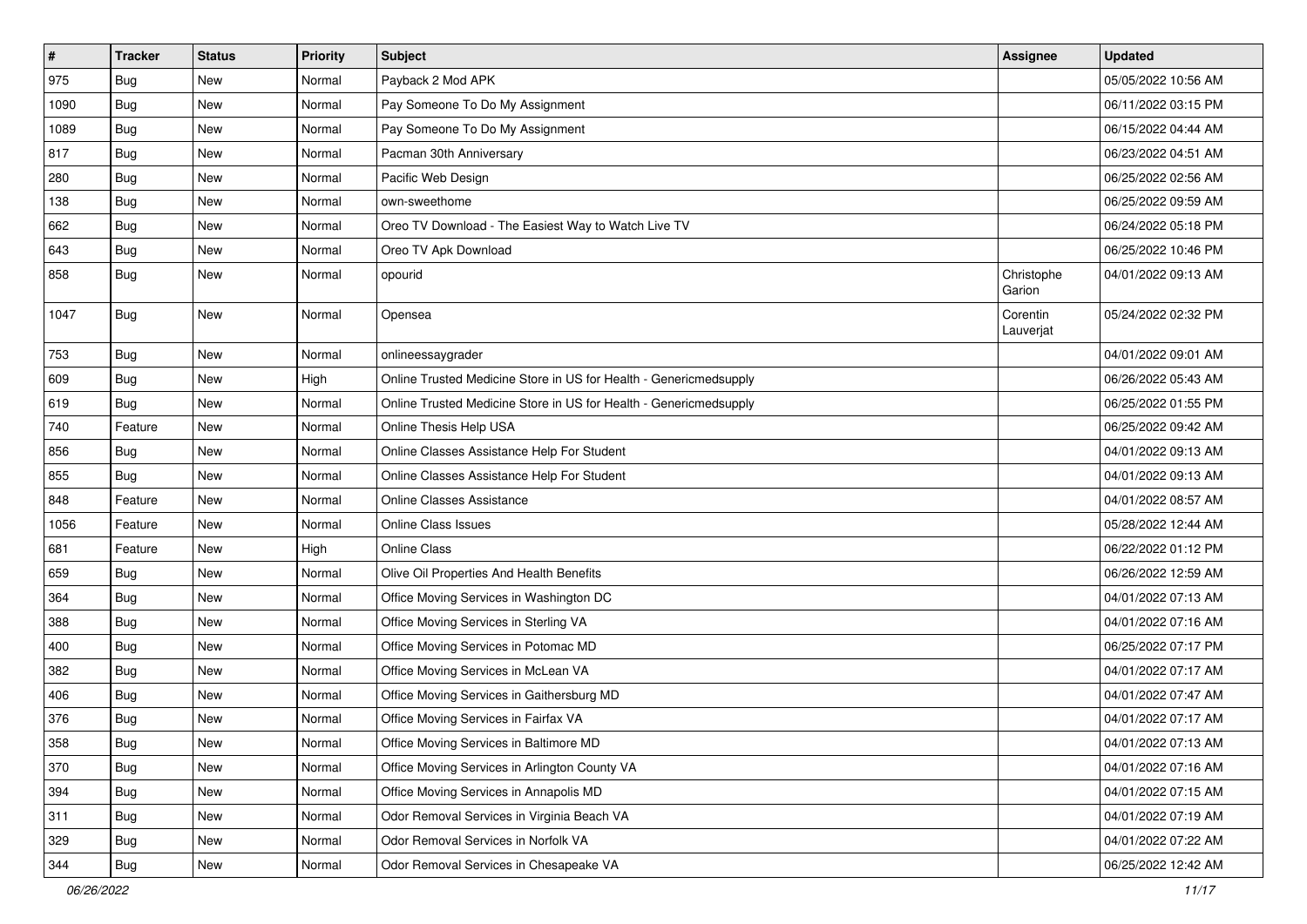| # | Tracker | Status | Priority | Subject | Assignee | Updated |
|---|---|---|---|---|---|---|
| 975 | Bug | New | Normal | Payback 2 Mod APK | | 05/05/2022 10:56 AM |
| 1090 | Bug | New | Normal | Pay Someone To Do My Assignment | | 06/11/2022 03:15 PM |
| 1089 | Bug | New | Normal | Pay Someone To Do My Assignment | | 06/15/2022 04:44 AM |
| 817 | Bug | New | Normal | Pacman 30th Anniversary | | 06/23/2022 04:51 AM |
| 280 | Bug | New | Normal | Pacific Web Design | | 06/25/2022 02:56 AM |
| 138 | Bug | New | Normal | own-sweethome | | 06/25/2022 09:59 AM |
| 662 | Bug | New | Normal | Oreo TV Download - The Easiest Way to Watch Live TV | | 06/24/2022 05:18 PM |
| 643 | Bug | New | Normal | Oreo TV Apk Download | | 06/25/2022 10:46 PM |
| 858 | Bug | New | Normal | opourid | Christophe Garion | 04/01/2022 09:13 AM |
| 1047 | Bug | New | Normal | Opensea | Corentin Lauverjat | 05/24/2022 02:32 PM |
| 753 | Bug | New | Normal | onlineessaygrader | | 04/01/2022 09:01 AM |
| 609 | Bug | New | High | Online Trusted Medicine Store in US for Health - Genericmedsupply | | 06/26/2022 05:43 AM |
| 619 | Bug | New | Normal | Online Trusted Medicine Store in US for Health - Genericmedsupply | | 06/25/2022 01:55 PM |
| 740 | Feature | New | Normal | Online Thesis Help USA | | 06/25/2022 09:42 AM |
| 856 | Bug | New | Normal | Online Classes Assistance Help For Student | | 04/01/2022 09:13 AM |
| 855 | Bug | New | Normal | Online Classes Assistance Help For Student | | 04/01/2022 09:13 AM |
| 848 | Feature | New | Normal | Online Classes Assistance | | 04/01/2022 08:57 AM |
| 1056 | Feature | New | Normal | Online Class Issues | | 05/28/2022 12:44 AM |
| 681 | Feature | New | High | Online Class | | 06/22/2022 01:12 PM |
| 659 | Bug | New | Normal | Olive Oil Properties And Health Benefits | | 06/26/2022 12:59 AM |
| 364 | Bug | New | Normal | Office Moving Services in Washington DC | | 04/01/2022 07:13 AM |
| 388 | Bug | New | Normal | Office Moving Services in Sterling VA | | 04/01/2022 07:16 AM |
| 400 | Bug | New | Normal | Office Moving Services in Potomac MD | | 06/25/2022 07:17 PM |
| 382 | Bug | New | Normal | Office Moving Services in McLean VA | | 04/01/2022 07:17 AM |
| 406 | Bug | New | Normal | Office Moving Services in Gaithersburg MD | | 04/01/2022 07:47 AM |
| 376 | Bug | New | Normal | Office Moving Services in Fairfax VA | | 04/01/2022 07:17 AM |
| 358 | Bug | New | Normal | Office Moving Services in Baltimore MD | | 04/01/2022 07:13 AM |
| 370 | Bug | New | Normal | Office Moving Services in Arlington County VA | | 04/01/2022 07:16 AM |
| 394 | Bug | New | Normal | Office Moving Services in Annapolis MD | | 04/01/2022 07:15 AM |
| 311 | Bug | New | Normal | Odor Removal Services in Virginia Beach VA | | 04/01/2022 07:19 AM |
| 329 | Bug | New | Normal | Odor Removal Services in Norfolk VA | | 04/01/2022 07:22 AM |
| 344 | Bug | New | Normal | Odor Removal Services in Chesapeake VA | | 06/25/2022 12:42 AM |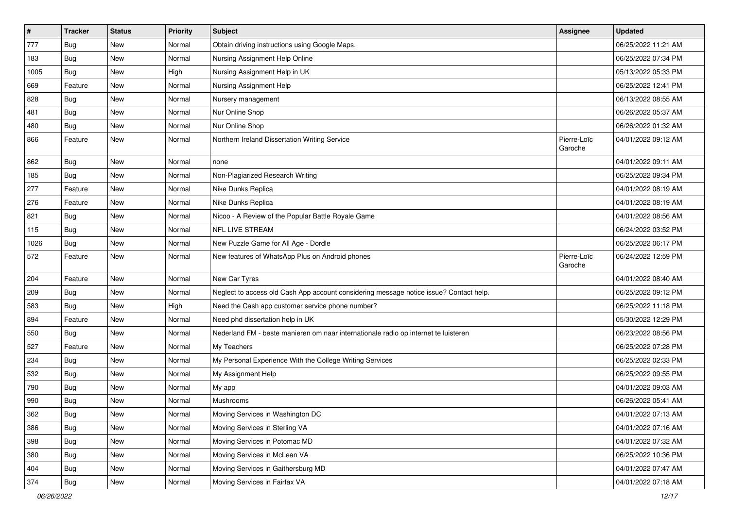| # | Tracker | Status | Priority | Subject | Assignee | Updated |
|---|---|---|---|---|---|---|
| 777 | Bug | New | Normal | Obtain driving instructions using Google Maps. | | 06/25/2022 11:21 AM |
| 183 | Bug | New | Normal | Nursing Assignment Help Online | | 06/25/2022 07:34 PM |
| 1005 | Bug | New | High | Nursing Assignment Help in UK | | 05/13/2022 05:33 PM |
| 669 | Feature | New | Normal | Nursing Assignment Help | | 06/25/2022 12:41 PM |
| 828 | Bug | New | Normal | Nursery management | | 06/13/2022 08:55 AM |
| 481 | Bug | New | Normal | Nur Online Shop | | 06/26/2022 05:37 AM |
| 480 | Bug | New | Normal | Nur Online Shop | | 06/26/2022 01:32 AM |
| 866 | Feature | New | Normal | Northern Ireland Dissertation Writing Service | Pierre-Loïc Garoche | 04/01/2022 09:12 AM |
| 862 | Bug | New | Normal | none | | 04/01/2022 09:11 AM |
| 185 | Bug | New | Normal | Non-Plagiarized Research Writing | | 06/25/2022 09:34 PM |
| 277 | Feature | New | Normal | Nike Dunks Replica | | 04/01/2022 08:19 AM |
| 276 | Feature | New | Normal | Nike Dunks Replica | | 04/01/2022 08:19 AM |
| 821 | Bug | New | Normal | Nicoo - A Review of the Popular Battle Royale Game | | 04/01/2022 08:56 AM |
| 115 | Bug | New | Normal | NFL LIVE STREAM | | 06/24/2022 03:52 PM |
| 1026 | Bug | New | Normal | New Puzzle Game for All Age - Dordle | | 06/25/2022 06:17 PM |
| 572 | Feature | New | Normal | New features of WhatsApp Plus on Android phones | Pierre-Loïc Garoche | 06/24/2022 12:59 PM |
| 204 | Feature | New | Normal | New Car Tyres | | 04/01/2022 08:40 AM |
| 209 | Bug | New | Normal | Neglect to access old Cash App account considering message notice issue? Contact help. | | 06/25/2022 09:12 PM |
| 583 | Bug | New | High | Need the Cash app customer service phone number? | | 06/25/2022 11:18 PM |
| 894 | Feature | New | Normal | Need phd dissertation help in UK | | 05/30/2022 12:29 PM |
| 550 | Bug | New | Normal | Nederland FM - beste manieren om naar internationale radio op internet te luisteren | | 06/23/2022 08:56 PM |
| 527 | Feature | New | Normal | My Teachers | | 06/25/2022 07:28 PM |
| 234 | Bug | New | Normal | My Personal Experience With the College Writing Services | | 06/25/2022 02:33 PM |
| 532 | Bug | New | Normal | My Assignment Help | | 06/25/2022 09:55 PM |
| 790 | Bug | New | Normal | My app | | 04/01/2022 09:03 AM |
| 990 | Bug | New | Normal | Mushrooms | | 06/26/2022 05:41 AM |
| 362 | Bug | New | Normal | Moving Services in Washington DC | | 04/01/2022 07:13 AM |
| 386 | Bug | New | Normal | Moving Services in Sterling VA | | 04/01/2022 07:16 AM |
| 398 | Bug | New | Normal | Moving Services in Potomac MD | | 04/01/2022 07:32 AM |
| 380 | Bug | New | Normal | Moving Services in McLean VA | | 06/25/2022 10:36 PM |
| 404 | Bug | New | Normal | Moving Services in Gaithersburg MD | | 04/01/2022 07:47 AM |
| 374 | Bug | New | Normal | Moving Services in Fairfax VA | | 04/01/2022 07:18 AM |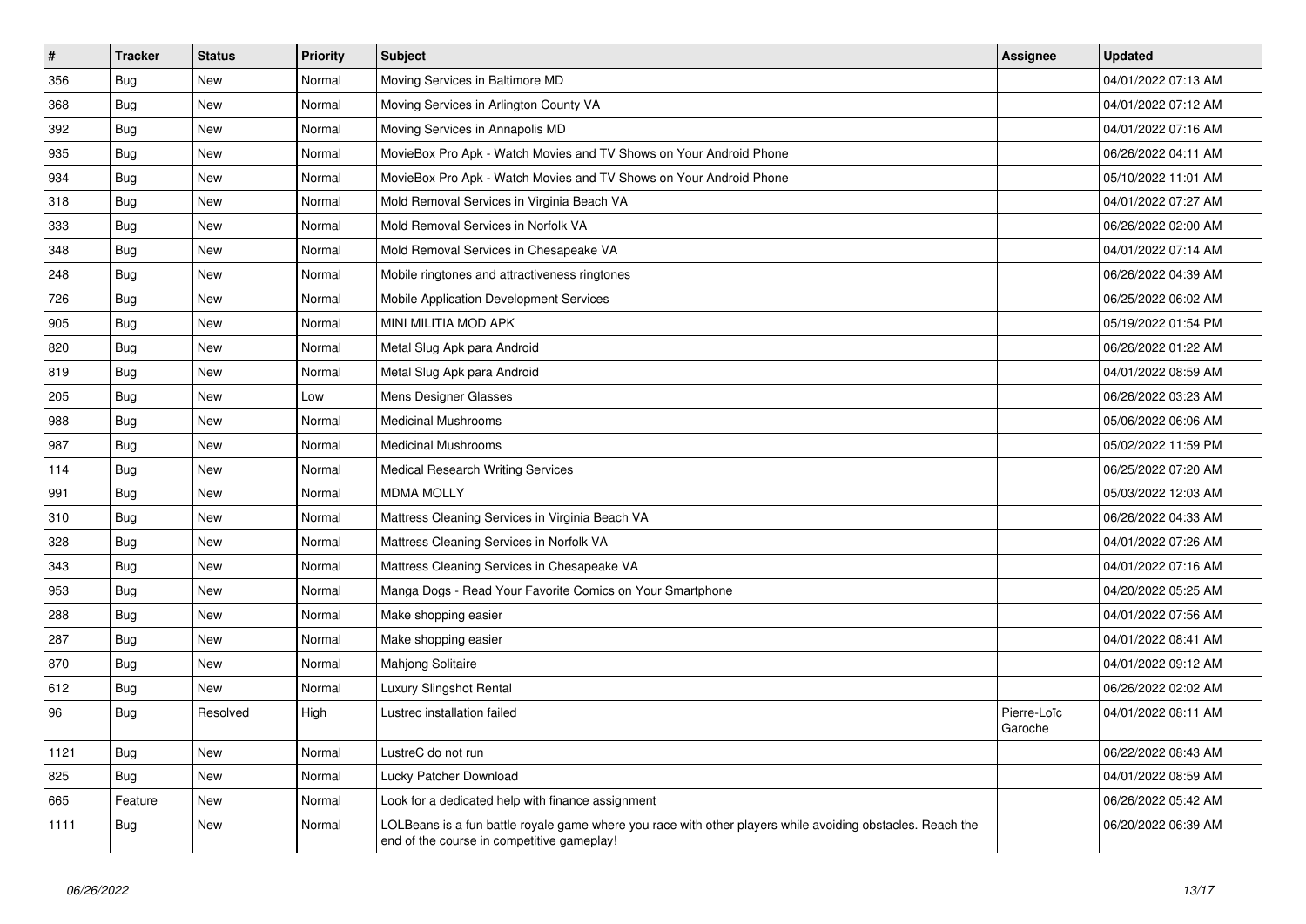| # | Tracker | Status | Priority | Subject | Assignee | Updated |
|---|---|---|---|---|---|---|
| 356 | Bug | New | Normal | Moving Services in Baltimore MD | | 04/01/2022 07:13 AM |
| 368 | Bug | New | Normal | Moving Services in Arlington County VA | | 04/01/2022 07:12 AM |
| 392 | Bug | New | Normal | Moving Services in Annapolis MD | | 04/01/2022 07:16 AM |
| 935 | Bug | New | Normal | MovieBox Pro Apk - Watch Movies and TV Shows on Your Android Phone | | 06/26/2022 04:11 AM |
| 934 | Bug | New | Normal | MovieBox Pro Apk - Watch Movies and TV Shows on Your Android Phone | | 05/10/2022 11:01 AM |
| 318 | Bug | New | Normal | Mold Removal Services in Virginia Beach VA | | 04/01/2022 07:27 AM |
| 333 | Bug | New | Normal | Mold Removal Services in Norfolk VA | | 06/26/2022 02:00 AM |
| 348 | Bug | New | Normal | Mold Removal Services in Chesapeake VA | | 04/01/2022 07:14 AM |
| 248 | Bug | New | Normal | Mobile ringtones and attractiveness ringtones | | 06/26/2022 04:39 AM |
| 726 | Bug | New | Normal | Mobile Application Development Services | | 06/25/2022 06:02 AM |
| 905 | Bug | New | Normal | MINI MILITIA MOD APK | | 05/19/2022 01:54 PM |
| 820 | Bug | New | Normal | Metal Slug Apk para Android | | 06/26/2022 01:22 AM |
| 819 | Bug | New | Normal | Metal Slug Apk para Android | | 04/01/2022 08:59 AM |
| 205 | Bug | New | Low | Mens Designer Glasses | | 06/26/2022 03:23 AM |
| 988 | Bug | New | Normal | Medicinal Mushrooms | | 05/06/2022 06:06 AM |
| 987 | Bug | New | Normal | Medicinal Mushrooms | | 05/02/2022 11:59 PM |
| 114 | Bug | New | Normal | Medical Research Writing Services | | 06/25/2022 07:20 AM |
| 991 | Bug | New | Normal | MDMA MOLLY | | 05/03/2022 12:03 AM |
| 310 | Bug | New | Normal | Mattress Cleaning Services in Virginia Beach VA | | 06/26/2022 04:33 AM |
| 328 | Bug | New | Normal | Mattress Cleaning Services in Norfolk VA | | 04/01/2022 07:26 AM |
| 343 | Bug | New | Normal | Mattress Cleaning Services in Chesapeake VA | | 04/01/2022 07:16 AM |
| 953 | Bug | New | Normal | Manga Dogs - Read Your Favorite Comics on Your Smartphone | | 04/20/2022 05:25 AM |
| 288 | Bug | New | Normal | Make shopping easier | | 04/01/2022 07:56 AM |
| 287 | Bug | New | Normal | Make shopping easier | | 04/01/2022 08:41 AM |
| 870 | Bug | New | Normal | Mahjong Solitaire | | 04/01/2022 09:12 AM |
| 612 | Bug | New | Normal | Luxury Slingshot Rental | | 06/26/2022 02:02 AM |
| 96 | Bug | Resolved | High | Lustrec installation failed | Pierre-Loïc Garoche | 04/01/2022 08:11 AM |
| 1121 | Bug | New | Normal | LustreC do not run | | 06/22/2022 08:43 AM |
| 825 | Bug | New | Normal | Lucky Patcher Download | | 04/01/2022 08:59 AM |
| 665 | Feature | New | Normal | Look for a dedicated help with finance assignment | | 06/26/2022 05:42 AM |
| 1111 | Bug | New | Normal | LOLBeans is a fun battle royale game where you race with other players while avoiding obstacles. Reach the end of the course in competitive gameplay! | | 06/20/2022 06:39 AM |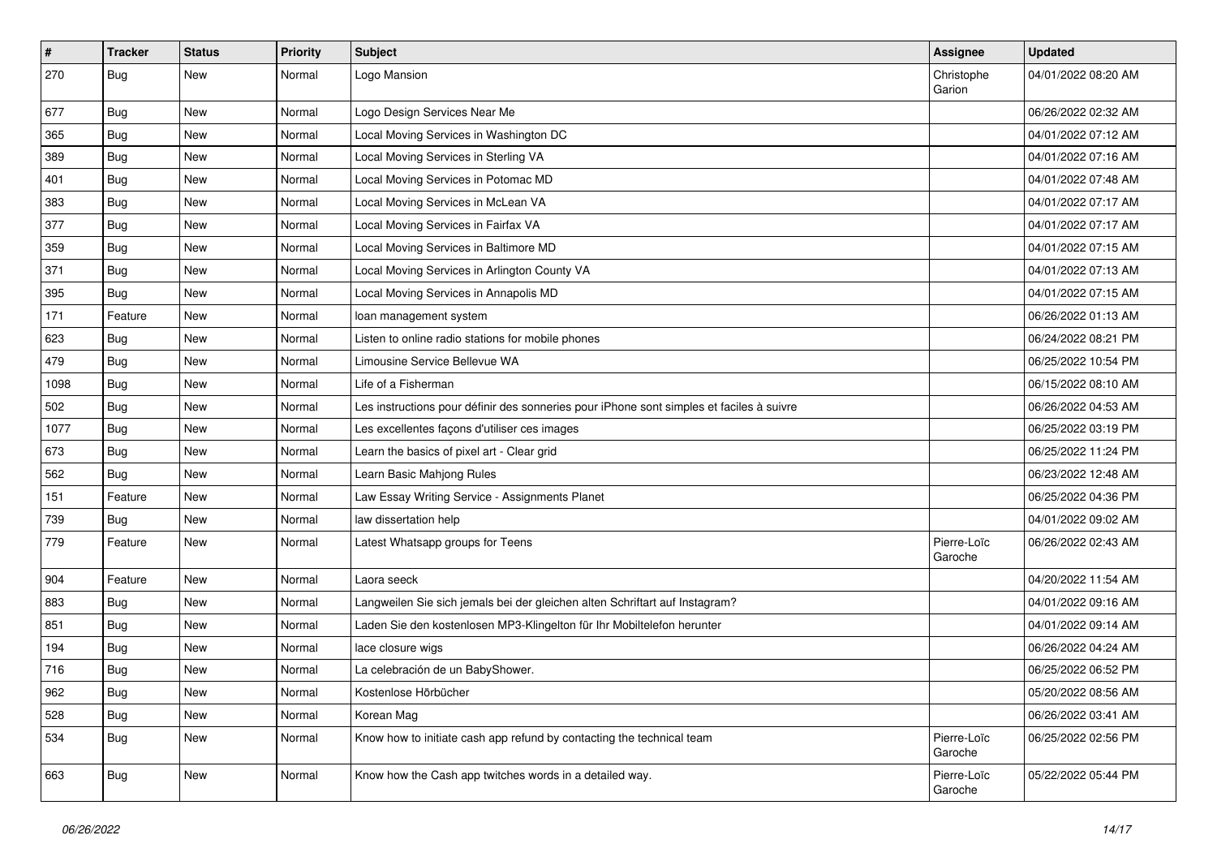| # | Tracker | Status | Priority | Subject | Assignee | Updated |
|---|---|---|---|---|---|---|
| 270 | Bug | New | Normal | Logo Mansion | Christophe Garion | 04/01/2022 08:20 AM |
| 677 | Bug | New | Normal | Logo Design Services Near Me | | 06/26/2022 02:32 AM |
| 365 | Bug | New | Normal | Local Moving Services in Washington DC | | 04/01/2022 07:12 AM |
| 389 | Bug | New | Normal | Local Moving Services in Sterling VA | | 04/01/2022 07:16 AM |
| 401 | Bug | New | Normal | Local Moving Services in Potomac MD | | 04/01/2022 07:48 AM |
| 383 | Bug | New | Normal | Local Moving Services in McLean VA | | 04/01/2022 07:17 AM |
| 377 | Bug | New | Normal | Local Moving Services in Fairfax VA | | 04/01/2022 07:17 AM |
| 359 | Bug | New | Normal | Local Moving Services in Baltimore MD | | 04/01/2022 07:15 AM |
| 371 | Bug | New | Normal | Local Moving Services in Arlington County VA | | 04/01/2022 07:13 AM |
| 395 | Bug | New | Normal | Local Moving Services in Annapolis MD | | 04/01/2022 07:15 AM |
| 171 | Feature | New | Normal | loan management system | | 06/26/2022 01:13 AM |
| 623 | Bug | New | Normal | Listen to online radio stations for mobile phones | | 06/24/2022 08:21 PM |
| 479 | Bug | New | Normal | Limousine Service Bellevue WA | | 06/25/2022 10:54 PM |
| 1098 | Bug | New | Normal | Life of a Fisherman | | 06/15/2022 08:10 AM |
| 502 | Bug | New | Normal | Les instructions pour définir des sonneries pour iPhone sont simples et faciles à suivre | | 06/26/2022 04:53 AM |
| 1077 | Bug | New | Normal | Les excellentes façons d'utiliser ces images | | 06/25/2022 03:19 PM |
| 673 | Bug | New | Normal | Learn the basics of pixel art - Clear grid | | 06/25/2022 11:24 PM |
| 562 | Bug | New | Normal | Learn Basic Mahjong Rules | | 06/23/2022 12:48 AM |
| 151 | Feature | New | Normal | Law Essay Writing Service - Assignments Planet | | 06/25/2022 04:36 PM |
| 739 | Bug | New | Normal | law dissertation help | | 04/01/2022 09:02 AM |
| 779 | Feature | New | Normal | Latest Whatsapp groups for Teens | Pierre-Loïc Garoche | 06/26/2022 02:43 AM |
| 904 | Feature | New | Normal | Laora seeck | | 04/20/2022 11:54 AM |
| 883 | Bug | New | Normal | Langweilen Sie sich jemals bei der gleichen alten Schriftart auf Instagram? | | 04/01/2022 09:16 AM |
| 851 | Bug | New | Normal | Laden Sie den kostenlosen MP3-Klingelton für Ihr Mobiltelefon herunter | | 04/01/2022 09:14 AM |
| 194 | Bug | New | Normal | lace closure wigs | | 06/26/2022 04:24 AM |
| 716 | Bug | New | Normal | La celebración de un BabyShower. | | 06/25/2022 06:52 PM |
| 962 | Bug | New | Normal | Kostenlose Hörbücher | | 05/20/2022 08:56 AM |
| 528 | Bug | New | Normal | Korean Mag | | 06/26/2022 03:41 AM |
| 534 | Bug | New | Normal | Know how to initiate cash app refund by contacting the technical team | Pierre-Loïc Garoche | 06/25/2022 02:56 PM |
| 663 | Bug | New | Normal | Know how the Cash app twitches words in a detailed way. | Pierre-Loïc Garoche | 05/22/2022 05:44 PM |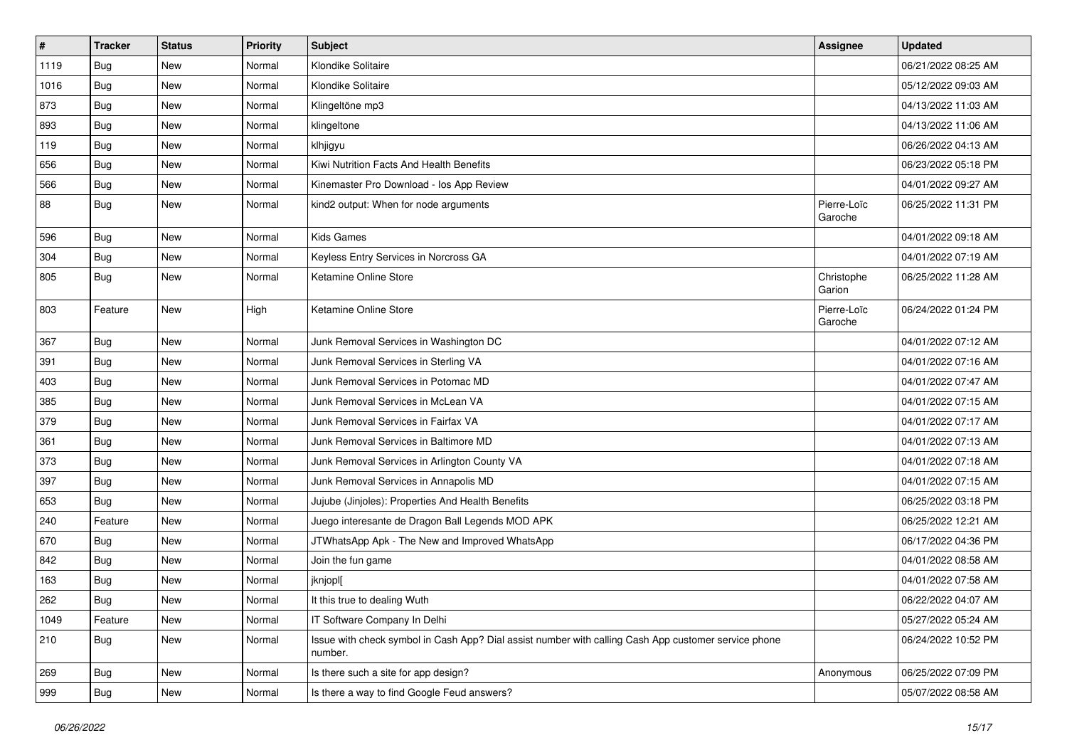| # | Tracker | Status | Priority | Subject | Assignee | Updated |
|---|---|---|---|---|---|---|
| 1119 | Bug | New | Normal | Klondike Solitaire | | 06/21/2022 08:25 AM |
| 1016 | Bug | New | Normal | Klondike Solitaire | | 05/12/2022 09:03 AM |
| 873 | Bug | New | Normal | Klingeltöne mp3 | | 04/13/2022 11:03 AM |
| 893 | Bug | New | Normal | klingeltone | | 04/13/2022 11:06 AM |
| 119 | Bug | New | Normal | klhjigyu | | 06/26/2022 04:13 AM |
| 656 | Bug | New | Normal | Kiwi Nutrition Facts And Health Benefits | | 06/23/2022 05:18 PM |
| 566 | Bug | New | Normal | Kinemaster Pro Download - Ios App Review | | 04/01/2022 09:27 AM |
| 88 | Bug | New | Normal | kind2 output: When for node arguments | Pierre-Loïc Garoche | 06/25/2022 11:31 PM |
| 596 | Bug | New | Normal | Kids Games | | 04/01/2022 09:18 AM |
| 304 | Bug | New | Normal | Keyless Entry Services in Norcross GA | | 04/01/2022 07:19 AM |
| 805 | Bug | New | Normal | Ketamine Online Store | Christophe Garion | 06/25/2022 11:28 AM |
| 803 | Feature | New | High | Ketamine Online Store | Pierre-Loïc Garoche | 06/24/2022 01:24 PM |
| 367 | Bug | New | Normal | Junk Removal Services in Washington DC | | 04/01/2022 07:12 AM |
| 391 | Bug | New | Normal | Junk Removal Services in Sterling VA | | 04/01/2022 07:16 AM |
| 403 | Bug | New | Normal | Junk Removal Services in Potomac MD | | 04/01/2022 07:47 AM |
| 385 | Bug | New | Normal | Junk Removal Services in McLean VA | | 04/01/2022 07:15 AM |
| 379 | Bug | New | Normal | Junk Removal Services in Fairfax VA | | 04/01/2022 07:17 AM |
| 361 | Bug | New | Normal | Junk Removal Services in Baltimore MD | | 04/01/2022 07:13 AM |
| 373 | Bug | New | Normal | Junk Removal Services in Arlington County VA | | 04/01/2022 07:18 AM |
| 397 | Bug | New | Normal | Junk Removal Services in Annapolis MD | | 04/01/2022 07:15 AM |
| 653 | Bug | New | Normal | Jujube (Jinjoles): Properties And Health Benefits | | 06/25/2022 03:18 PM |
| 240 | Feature | New | Normal | Juego interesante de Dragon Ball Legends MOD APK | | 06/25/2022 12:21 AM |
| 670 | Bug | New | Normal | JTWhatsApp Apk - The New and Improved WhatsApp | | 06/17/2022 04:36 PM |
| 842 | Bug | New | Normal | Join the fun game | | 04/01/2022 08:58 AM |
| 163 | Bug | New | Normal | jknjopl[ | | 04/01/2022 07:58 AM |
| 262 | Bug | New | Normal | It this true to dealing Wuth | | 06/22/2022 04:07 AM |
| 1049 | Feature | New | Normal | IT Software Company In Delhi | | 05/27/2022 05:24 AM |
| 210 | Bug | New | Normal | Issue with check symbol in Cash App? Dial assist number with calling Cash App customer service phone number. | | 06/24/2022 10:52 PM |
| 269 | Bug | New | Normal | Is there such a site for app design? | Anonymous | 06/25/2022 07:09 PM |
| 999 | Bug | New | Normal | Is there a way to find Google Feud answers? | | 05/07/2022 08:58 AM |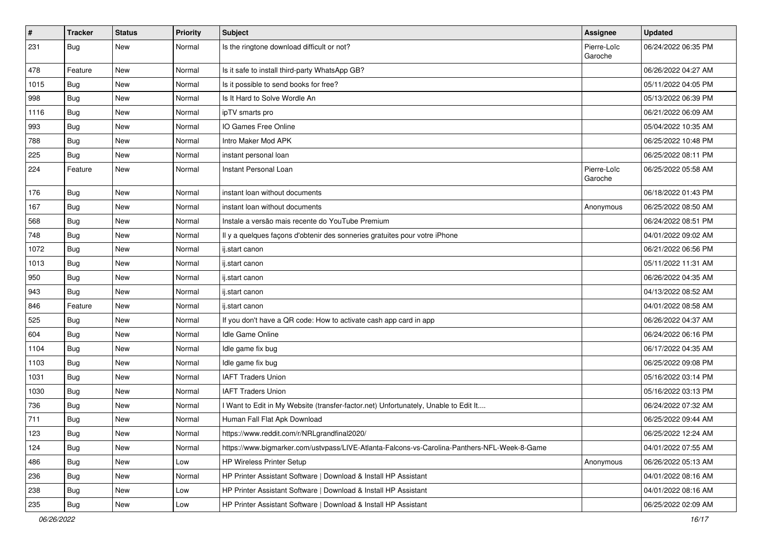| # | Tracker | Status | Priority | Subject | Assignee | Updated |
|---|---|---|---|---|---|---|
| 231 | Bug | New | Normal | Is the ringtone download difficult or not? | Pierre-Loïc Garoche | 06/24/2022 06:35 PM |
| 478 | Feature | New | Normal | Is it safe to install third-party WhatsApp GB? | | 06/26/2022 04:27 AM |
| 1015 | Bug | New | Normal | Is it possible to send books for free? | | 05/11/2022 04:05 PM |
| 998 | Bug | New | Normal | Is It Hard to Solve Wordle An | | 05/13/2022 06:39 PM |
| 1116 | Bug | New | Normal | ipTV smarts pro | | 06/21/2022 06:09 AM |
| 993 | Bug | New | Normal | IO Games Free Online | | 05/04/2022 10:35 AM |
| 788 | Bug | New | Normal | Intro Maker Mod APK | | 06/25/2022 10:48 PM |
| 225 | Bug | New | Normal | instant personal loan | | 06/25/2022 08:11 PM |
| 224 | Feature | New | Normal | Instant Personal Loan | Pierre-Loïc Garoche | 06/25/2022 05:58 AM |
| 176 | Bug | New | Normal | instant loan without documents | | 06/18/2022 01:43 PM |
| 167 | Bug | New | Normal | instant loan without documents | Anonymous | 06/25/2022 08:50 AM |
| 568 | Bug | New | Normal | Instale a versão mais recente do YouTube Premium | | 06/24/2022 08:51 PM |
| 748 | Bug | New | Normal | Il y a quelques façons d'obtenir des sonneries gratuites pour votre iPhone | | 04/01/2022 09:02 AM |
| 1072 | Bug | New | Normal | ij.start canon | | 06/21/2022 06:56 PM |
| 1013 | Bug | New | Normal | ij.start canon | | 05/11/2022 11:31 AM |
| 950 | Bug | New | Normal | ij.start canon | | 06/26/2022 04:35 AM |
| 943 | Bug | New | Normal | ij.start canon | | 04/13/2022 08:52 AM |
| 846 | Feature | New | Normal | ij.start canon | | 04/01/2022 08:58 AM |
| 525 | Bug | New | Normal | If you don't have a QR code: How to activate cash app card in app | | 06/26/2022 04:37 AM |
| 604 | Bug | New | Normal | Idle Game Online | | 06/24/2022 06:16 PM |
| 1104 | Bug | New | Normal | Idle game fix bug | | 06/17/2022 04:35 AM |
| 1103 | Bug | New | Normal | Idle game fix bug | | 06/25/2022 09:08 PM |
| 1031 | Bug | New | Normal | IAFT Traders Union | | 05/16/2022 03:14 PM |
| 1030 | Bug | New | Normal | IAFT Traders Union | | 05/16/2022 03:13 PM |
| 736 | Bug | New | Normal | I Want to Edit in My Website (transfer-factor.net) Unfortunately, Unable to Edit It.... | | 06/24/2022 07:32 AM |
| 711 | Bug | New | Normal | Human Fall Flat Apk Download | | 06/25/2022 09:44 AM |
| 123 | Bug | New | Normal | https://www.reddit.com/r/NRLgrandfinal2020/ | | 06/25/2022 12:24 AM |
| 124 | Bug | New | Normal | https://www.bigmarker.com/ustvpass/LIVE-Atlanta-Falcons-vs-Carolina-Panthers-NFL-Week-8-Game | | 04/01/2022 07:55 AM |
| 486 | Bug | New | Low | HP Wireless Printer Setup | Anonymous | 06/26/2022 05:13 AM |
| 236 | Bug | New | Normal | HP Printer Assistant Software \| Download & Install HP Assistant | | 04/01/2022 08:16 AM |
| 238 | Bug | New | Low | HP Printer Assistant Software \| Download & Install HP Assistant | | 04/01/2022 08:16 AM |
| 235 | Bug | New | Low | HP Printer Assistant Software \| Download & Install HP Assistant | | 06/25/2022 02:09 AM |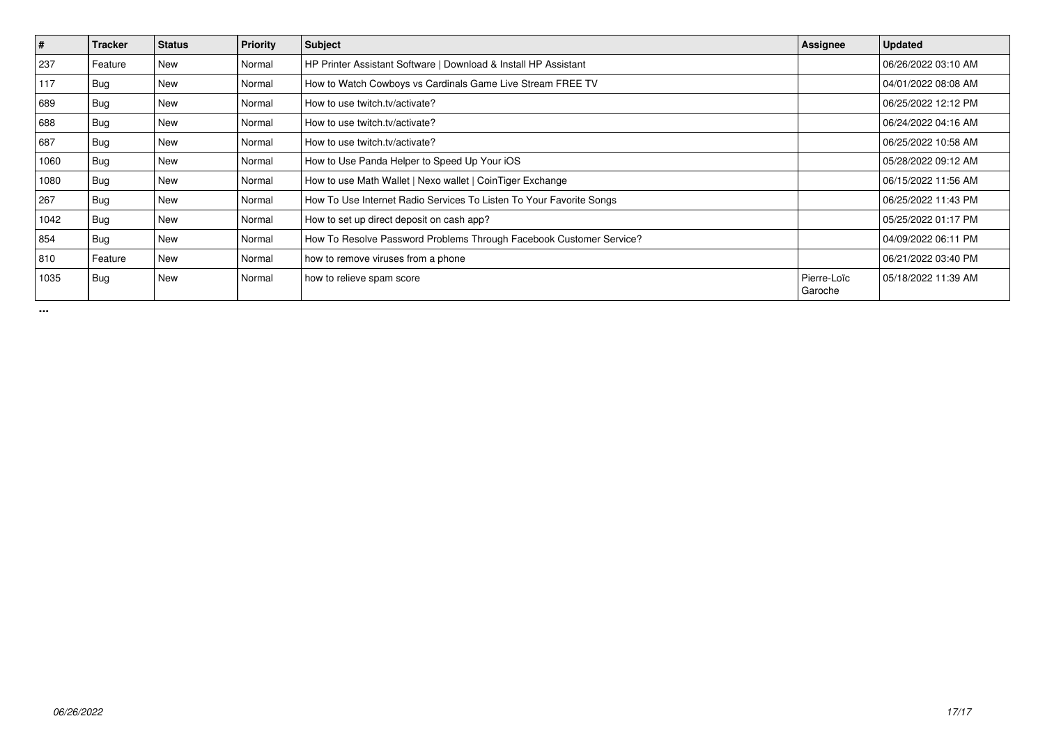| # | Tracker | Status | Priority | Subject | Assignee | Updated |
|---|---|---|---|---|---|---|
| 237 | Feature | New | Normal | HP Printer Assistant Software | Download & Install HP Assistant | | 06/26/2022 03:10 AM |
| 117 | Bug | New | Normal | How to Watch Cowboys vs Cardinals Game Live Stream FREE TV | | 04/01/2022 08:08 AM |
| 689 | Bug | New | Normal | How to use twitch.tv/activate? | | 06/25/2022 12:12 PM |
| 688 | Bug | New | Normal | How to use twitch.tv/activate? | | 06/24/2022 04:16 AM |
| 687 | Bug | New | Normal | How to use twitch.tv/activate? | | 06/25/2022 10:58 AM |
| 1060 | Bug | New | Normal | How to Use Panda Helper to Speed Up Your iOS | | 05/28/2022 09:12 AM |
| 1080 | Bug | New | Normal | How to use Math Wallet | Nexo wallet | CoinTiger Exchange | | 06/15/2022 11:56 AM |
| 267 | Bug | New | Normal | How To Use Internet Radio Services To Listen To Your Favorite Songs | | 06/25/2022 11:43 PM |
| 1042 | Bug | New | Normal | How to set up direct deposit on cash app? | | 05/25/2022 01:17 PM |
| 854 | Bug | New | Normal | How To Resolve Password Problems Through Facebook Customer Service? | | 04/09/2022 06:11 PM |
| 810 | Feature | New | Normal | how to remove viruses from a phone | | 06/21/2022 03:40 PM |
| 1035 | Bug | New | Normal | how to relieve spam score | Pierre-Loïc Garoche | 05/18/2022 11:39 AM |

...